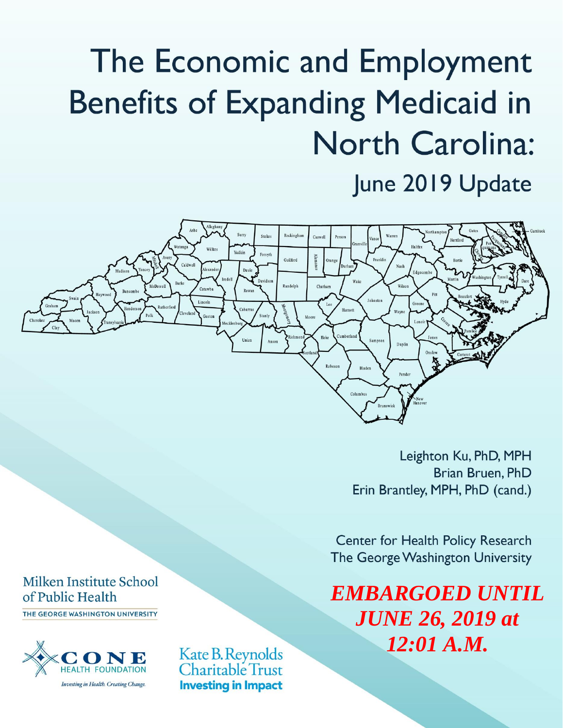# The Economic and Employment Benefits of Expanding Medicaid in North Carolina:

## June 2019 Update

Leighton Ku, PhD, MPH
Brian Bruen, PhD
Erin Brantley, MPH, PhD (cand.)

Center for Health Policy Research
The George Washington University

***EMBARGOED UNTIL JUNE 26, 2019 at 12:01 A.M.***

Milken Institute School of Public Health
THE GEORGE WASHINGTON UNIVERSITY

CONE HEALTH FOUNDATION
*Investing in Health. Creating Change.*

Kate B. Reynolds Charitable Trust
**Investing in Impact**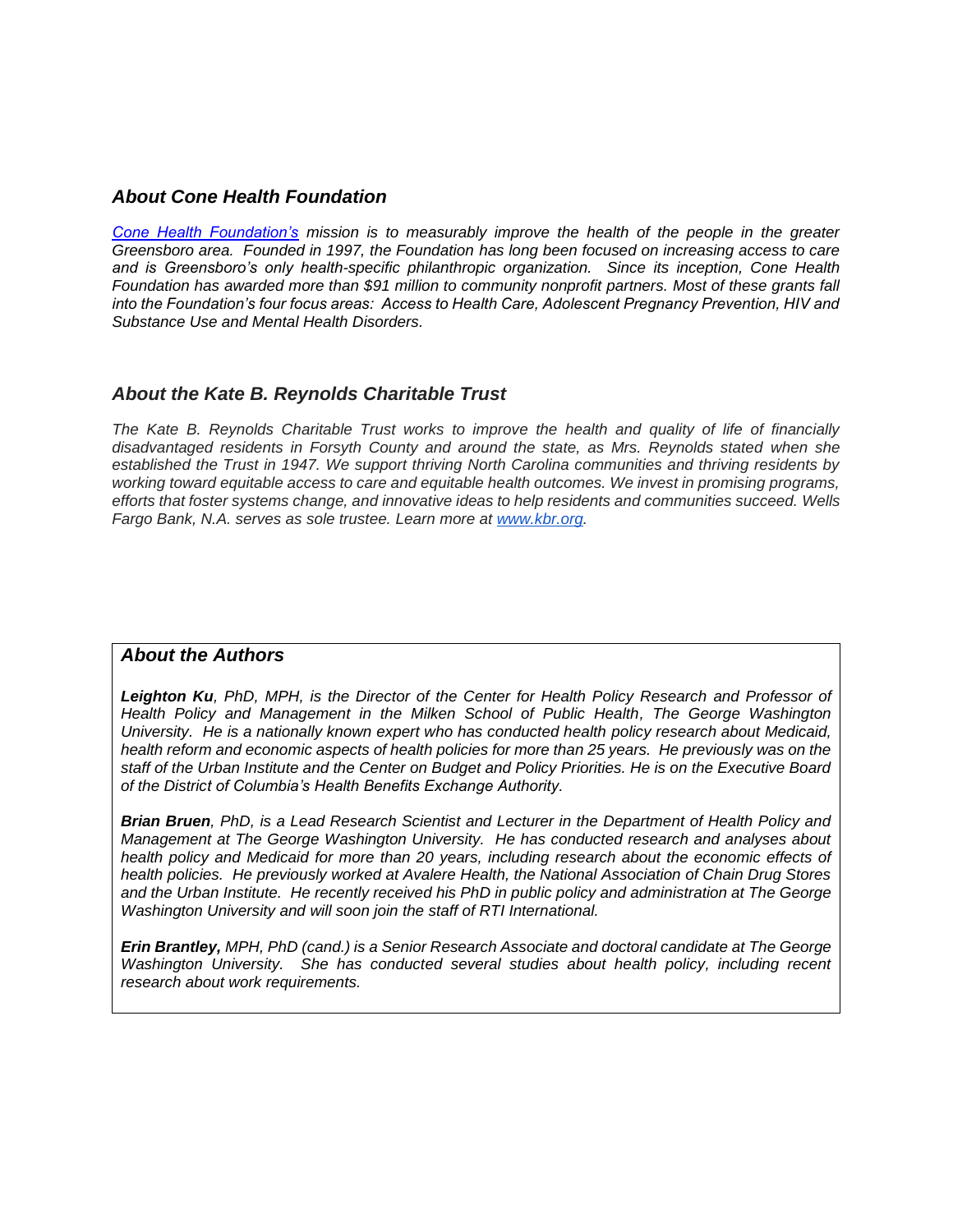## *About Cone Health Foundation*

*[Cone Health Foundation's](#) mission is to measurably improve the health of the people in the greater Greensboro area. Founded in 1997, the Foundation has long been focused on increasing access to care and is Greensboro's only health-specific philanthropic organization. Since its inception, Cone Health Foundation has awarded more than $91 million to community nonprofit partners. Most of these grants fall into the Foundation's four focus areas: Access to Health Care, Adolescent Pregnancy Prevention, HIV and Substance Use and Mental Health Disorders.*

## *About the Kate B. Reynolds Charitable Trust*

*The Kate B. Reynolds Charitable Trust works to improve the health and quality of life of financially disadvantaged residents in Forsyth County and around the state, as Mrs. Reynolds stated when she established the Trust in 1947. We support thriving North Carolina communities and thriving residents by working toward equitable access to care and equitable health outcomes. We invest in promising programs, efforts that foster systems change, and innovative ideas to help residents and communities succeed. Wells Fargo Bank, N.A. serves as sole trustee. Learn more at [www.kbr.org](http://www.kbr.org).*

## *About the Authors*

***Leighton Ku**, PhD, MPH, is the Director of the Center for Health Policy Research and Professor of Health Policy and Management in the Milken School of Public Health, The George Washington University. He is a nationally known expert who has conducted health policy research about Medicaid, health reform and economic aspects of health policies for more than 25 years. He previously was on the staff of the Urban Institute and the Center on Budget and Policy Priorities. He is on the Executive Board of the District of Columbia's Health Benefits Exchange Authority.*

***Brian Bruen**, PhD, is a Lead Research Scientist and Lecturer in the Department of Health Policy and Management at The George Washington University. He has conducted research and analyses about health policy and Medicaid for more than 20 years, including research about the economic effects of health policies. He previously worked at Avalere Health, the National Association of Chain Drug Stores and the Urban Institute. He recently received his PhD in public policy and administration at The George Washington University and will soon join the staff of RTI International.*

***Erin Brantley,** MPH, PhD (cand.) is a Senior Research Associate and doctoral candidate at The George Washington University. She has conducted several studies about health policy, including recent research about work requirements.*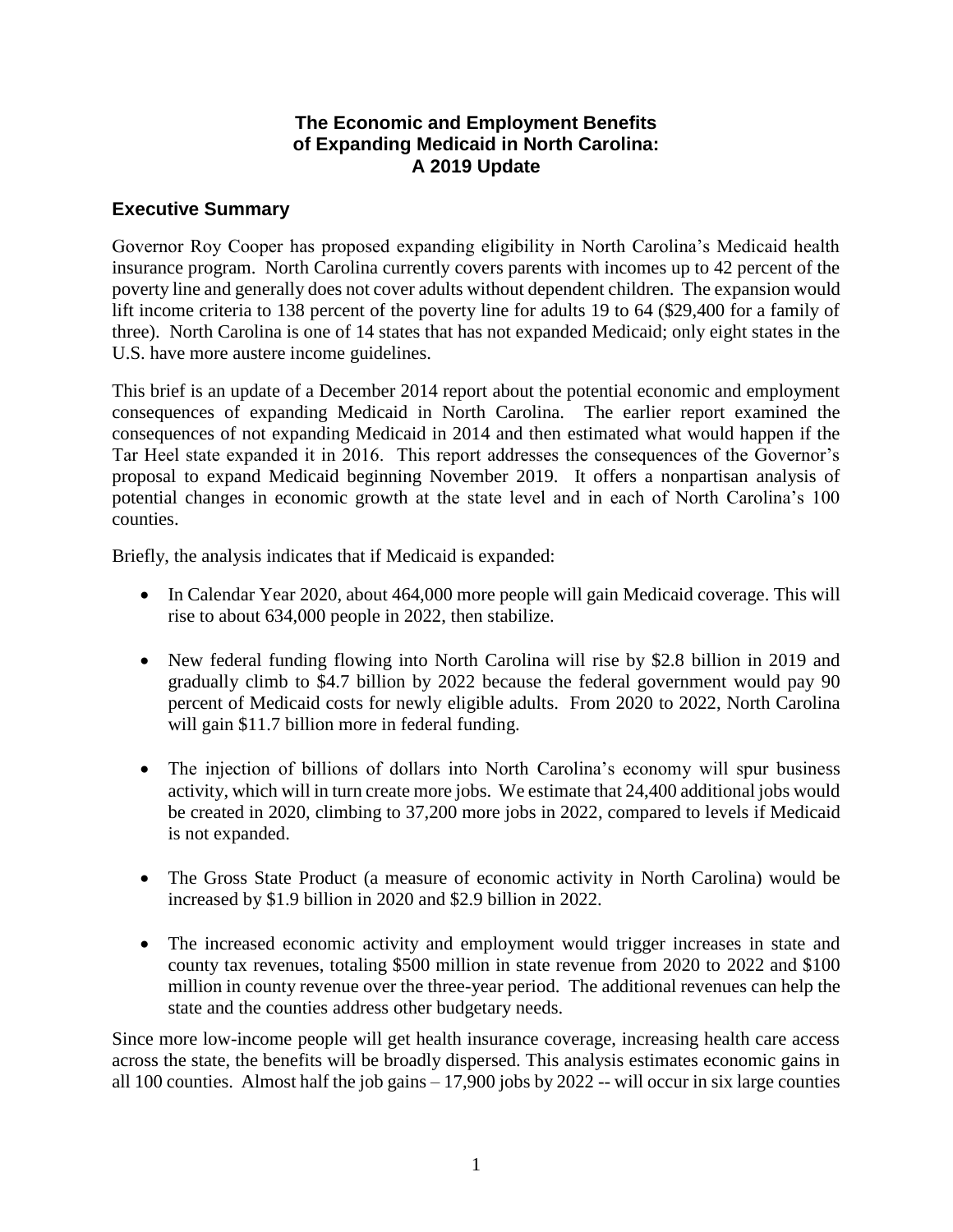# The Economic and Employment Benefits of Expanding Medicaid in North Carolina: A 2019 Update

## Executive Summary

Governor Roy Cooper has proposed expanding eligibility in North Carolina's Medicaid health insurance program. North Carolina currently covers parents with incomes up to 42 percent of the poverty line and generally does not cover adults without dependent children. The expansion would lift income criteria to 138 percent of the poverty line for adults 19 to 64 ($29,400 for a family of three). North Carolina is one of 14 states that has not expanded Medicaid; only eight states in the U.S. have more austere income guidelines.

This brief is an update of a December 2014 report about the potential economic and employment consequences of expanding Medicaid in North Carolina. The earlier report examined the consequences of not expanding Medicaid in 2014 and then estimated what would happen if the Tar Heel state expanded it in 2016. This report addresses the consequences of the Governor's proposal to expand Medicaid beginning November 2019. It offers a nonpartisan analysis of potential changes in economic growth at the state level and in each of North Carolina's 100 counties.

Briefly, the analysis indicates that if Medicaid is expanded:

- In Calendar Year 2020, about 464,000 more people will gain Medicaid coverage. This will rise to about 634,000 people in 2022, then stabilize.
- New federal funding flowing into North Carolina will rise by $2.8 billion in 2019 and gradually climb to $4.7 billion by 2022 because the federal government would pay 90 percent of Medicaid costs for newly eligible adults. From 2020 to 2022, North Carolina will gain $11.7 billion more in federal funding.
- The injection of billions of dollars into North Carolina's economy will spur business activity, which will in turn create more jobs. We estimate that 24,400 additional jobs would be created in 2020, climbing to 37,200 more jobs in 2022, compared to levels if Medicaid is not expanded.
- The Gross State Product (a measure of economic activity in North Carolina) would be increased by $1.9 billion in 2020 and $2.9 billion in 2022.
- The increased economic activity and employment would trigger increases in state and county tax revenues, totaling $500 million in state revenue from 2020 to 2022 and $100 million in county revenue over the three-year period. The additional revenues can help the state and the counties address other budgetary needs.

Since more low-income people will get health insurance coverage, increasing health care access across the state, the benefits will be broadly dispersed. This analysis estimates economic gains in all 100 counties. Almost half the job gains – 17,900 jobs by 2022 -- will occur in six large counties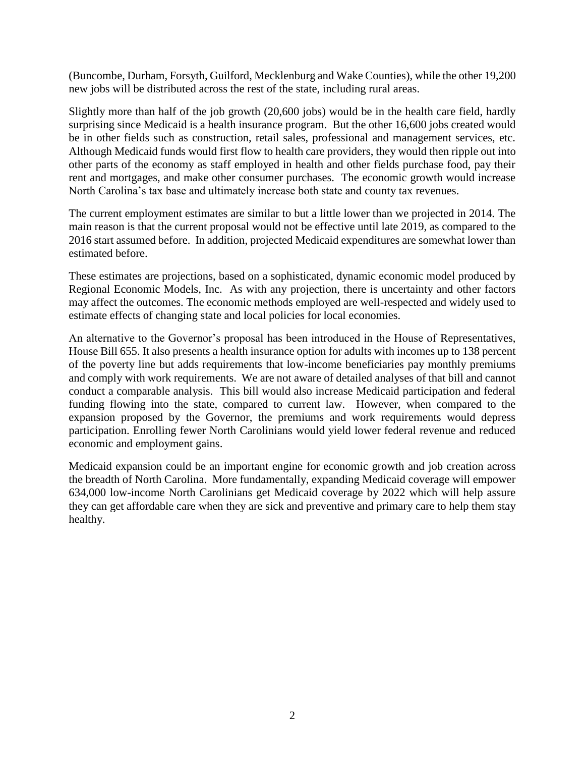(Buncombe, Durham, Forsyth, Guilford, Mecklenburg and Wake Counties), while the other 19,200 new jobs will be distributed across the rest of the state, including rural areas.

Slightly more than half of the job growth (20,600 jobs) would be in the health care field, hardly surprising since Medicaid is a health insurance program. But the other 16,600 jobs created would be in other fields such as construction, retail sales, professional and management services, etc. Although Medicaid funds would first flow to health care providers, they would then ripple out into other parts of the economy as staff employed in health and other fields purchase food, pay their rent and mortgages, and make other consumer purchases. The economic growth would increase North Carolina's tax base and ultimately increase both state and county tax revenues.

The current employment estimates are similar to but a little lower than we projected in 2014. The main reason is that the current proposal would not be effective until late 2019, as compared to the 2016 start assumed before. In addition, projected Medicaid expenditures are somewhat lower than estimated before.

These estimates are projections, based on a sophisticated, dynamic economic model produced by Regional Economic Models, Inc. As with any projection, there is uncertainty and other factors may affect the outcomes. The economic methods employed are well-respected and widely used to estimate effects of changing state and local policies for local economies.

An alternative to the Governor's proposal has been introduced in the House of Representatives, House Bill 655. It also presents a health insurance option for adults with incomes up to 138 percent of the poverty line but adds requirements that low-income beneficiaries pay monthly premiums and comply with work requirements. We are not aware of detailed analyses of that bill and cannot conduct a comparable analysis. This bill would also increase Medicaid participation and federal funding flowing into the state, compared to current law. However, when compared to the expansion proposed by the Governor, the premiums and work requirements would depress participation. Enrolling fewer North Carolinians would yield lower federal revenue and reduced economic and employment gains.

Medicaid expansion could be an important engine for economic growth and job creation across the breadth of North Carolina. More fundamentally, expanding Medicaid coverage will empower 634,000 low-income North Carolinians get Medicaid coverage by 2022 which will help assure they can get affordable care when they are sick and preventive and primary care to help them stay healthy.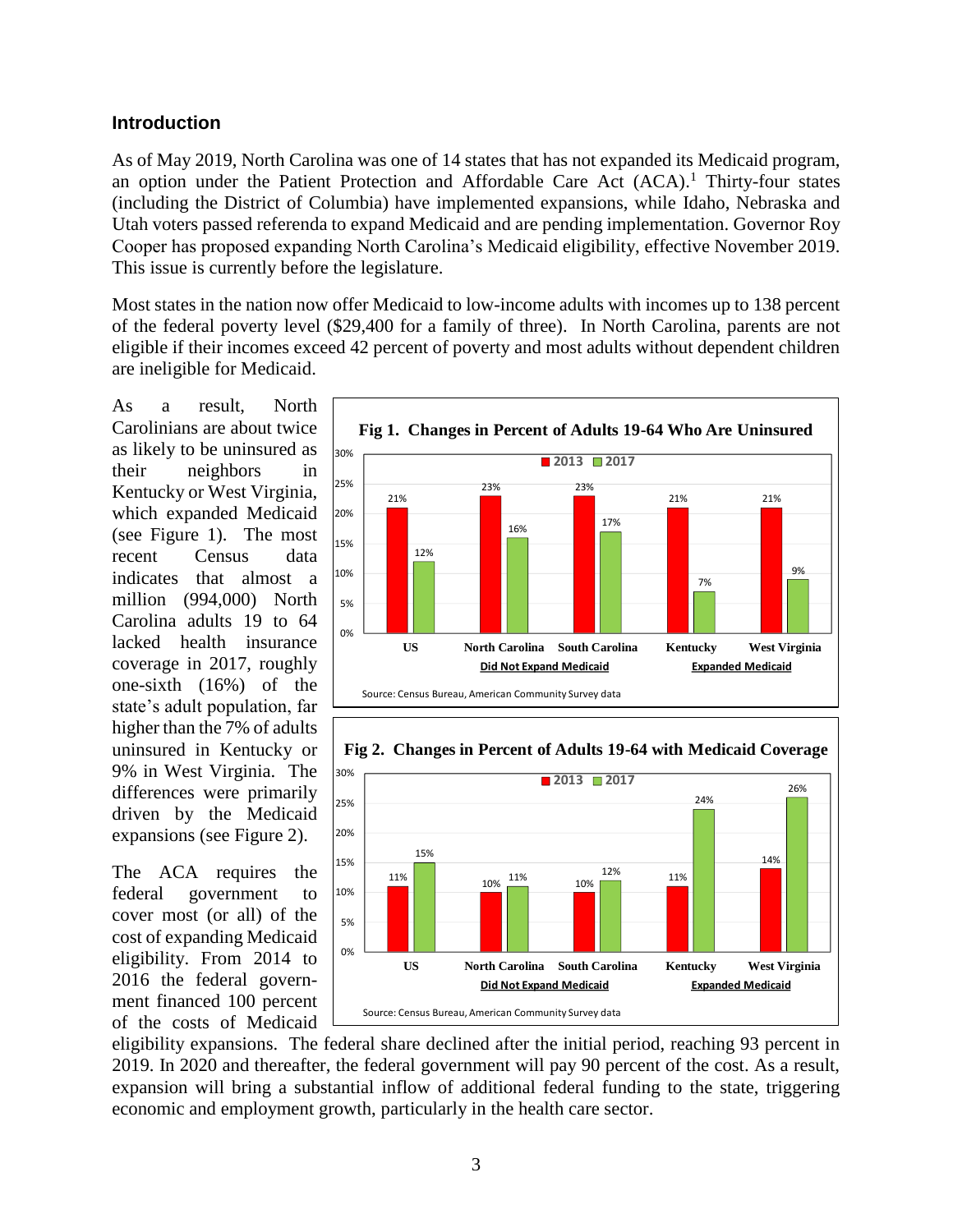## Introduction

As of May 2019, North Carolina was one of 14 states that has not expanded its Medicaid program, an option under the Patient Protection and Affordable Care Act (ACA).[1] Thirty-four states (including the District of Columbia) have implemented expansions, while Idaho, Nebraska and Utah voters passed referenda to expand Medicaid and are pending implementation. Governor Roy Cooper has proposed expanding North Carolina's Medicaid eligibility, effective November 2019. This issue is currently before the legislature.

Most states in the nation now offer Medicaid to low-income adults with incomes up to 138 percent of the federal poverty level ($29,400 for a family of three). In North Carolina, parents are not eligible if their incomes exceed 42 percent of poverty and most adults without dependent children are ineligible for Medicaid.

As a result, North Carolinians are about twice as likely to be uninsured as their neighbors in Kentucky or West Virginia, which expanded Medicaid (see Figure 1). The most recent Census data indicates that almost a million (994,000) North Carolina adults 19 to 64 lacked health insurance coverage in 2017, roughly one-sixth (16%) of the state's adult population, far higher than the 7% of adults uninsured in Kentucky or 9% in West Virginia. The differences were primarily driven by the Medicaid expansions (see Figure 2).

**Fig 1. Changes in Percent of Adults 19-64 Who Are Uninsured**

| | 2013 | 2017 |
|---|---|---|
| US | 21% | 12% |
| North Carolina (Did Not Expand Medicaid) | 23% | 16% |
| South Carolina (Did Not Expand Medicaid) | 23% | 17% |
| Kentucky (Expanded Medicaid) | 21% | 7% |
| West Virginia (Expanded Medicaid) | 21% | 9% |

Source: Census Bureau, American Community Survey data

**Fig 2. Changes in Percent of Adults 19-64 with Medicaid Coverage**

| | 2013 | 2017 |
|---|---|---|
| US | 11% | 15% |
| North Carolina (Did Not Expand Medicaid) | 10% | 11% |
| South Carolina (Did Not Expand Medicaid) | 10% | 12% |
| Kentucky (Expanded Medicaid) | 11% | 24% |
| West Virginia (Expanded Medicaid) | 14% | 26% |

Source: Census Bureau, American Community Survey data

The ACA requires the federal government to cover most (or all) of the cost of expanding Medicaid eligibility. From 2014 to 2016 the federal government financed 100 percent of the costs of Medicaid eligibility expansions. The federal share declined after the initial period, reaching 93 percent in 2019. In 2020 and thereafter, the federal government will pay 90 percent of the cost. As a result, expansion will bring a substantial inflow of additional federal funding to the state, triggering economic and employment growth, particularly in the health care sector.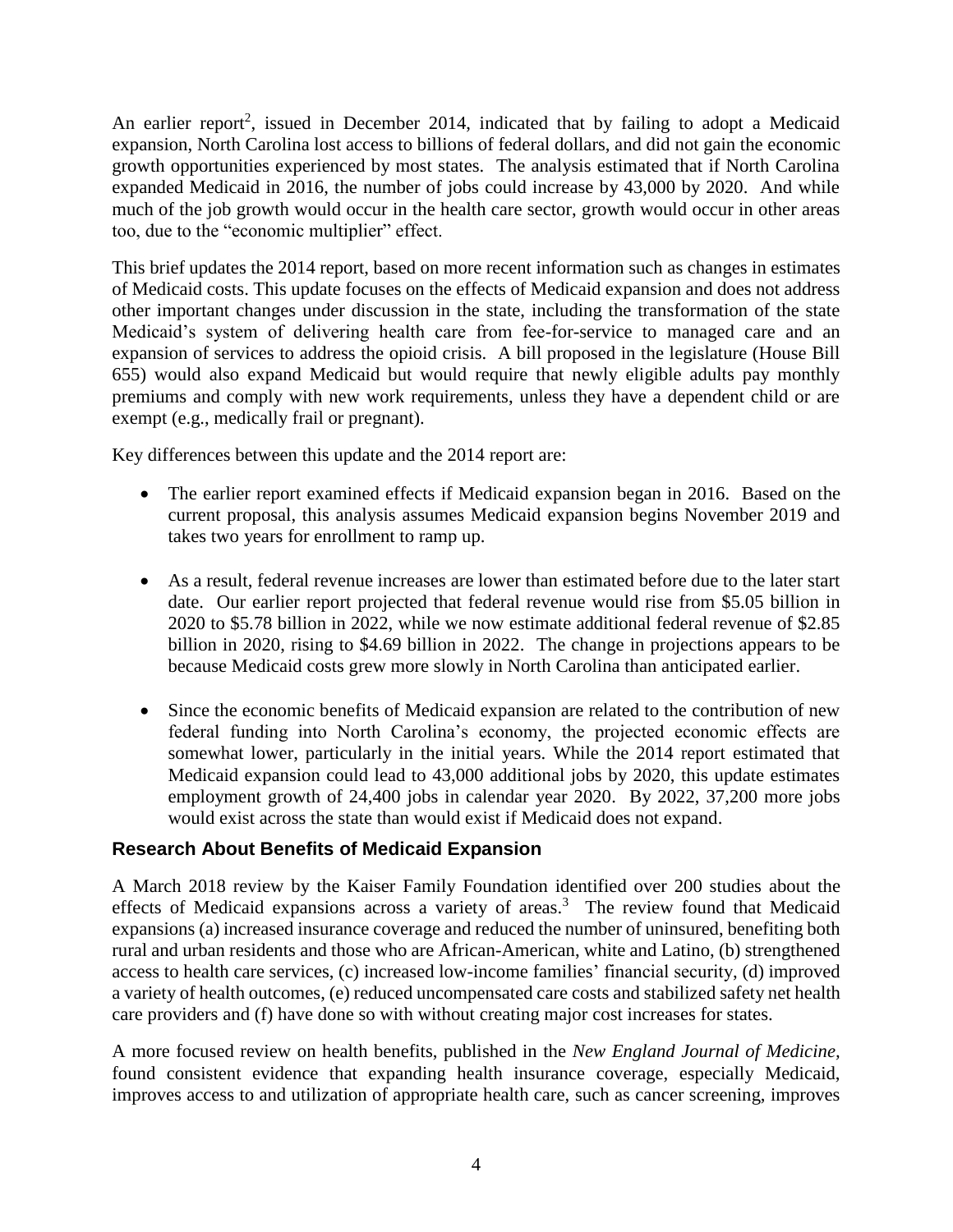An earlier report[2], issued in December 2014, indicated that by failing to adopt a Medicaid expansion, North Carolina lost access to billions of federal dollars, and did not gain the economic growth opportunities experienced by most states. The analysis estimated that if North Carolina expanded Medicaid in 2016, the number of jobs could increase by 43,000 by 2020. And while much of the job growth would occur in the health care sector, growth would occur in other areas too, due to the "economic multiplier" effect.

This brief updates the 2014 report, based on more recent information such as changes in estimates of Medicaid costs. This update focuses on the effects of Medicaid expansion and does not address other important changes under discussion in the state, including the transformation of the state Medicaid's system of delivering health care from fee-for-service to managed care and an expansion of services to address the opioid crisis. A bill proposed in the legislature (House Bill 655) would also expand Medicaid but would require that newly eligible adults pay monthly premiums and comply with new work requirements, unless they have a dependent child or are exempt (e.g., medically frail or pregnant).

Key differences between this update and the 2014 report are:

- The earlier report examined effects if Medicaid expansion began in 2016. Based on the current proposal, this analysis assumes Medicaid expansion begins November 2019 and takes two years for enrollment to ramp up.
- As a result, federal revenue increases are lower than estimated before due to the later start date. Our earlier report projected that federal revenue would rise from $5.05 billion in 2020 to $5.78 billion in 2022, while we now estimate additional federal revenue of $2.85 billion in 2020, rising to $4.69 billion in 2022. The change in projections appears to be because Medicaid costs grew more slowly in North Carolina than anticipated earlier.
- Since the economic benefits of Medicaid expansion are related to the contribution of new federal funding into North Carolina's economy, the projected economic effects are somewhat lower, particularly in the initial years. While the 2014 report estimated that Medicaid expansion could lead to 43,000 additional jobs by 2020, this update estimates employment growth of 24,400 jobs in calendar year 2020. By 2022, 37,200 more jobs would exist across the state than would exist if Medicaid does not expand.

## Research About Benefits of Medicaid Expansion

A March 2018 review by the Kaiser Family Foundation identified over 200 studies about the effects of Medicaid expansions across a variety of areas.[3] The review found that Medicaid expansions (a) increased insurance coverage and reduced the number of uninsured, benefiting both rural and urban residents and those who are African-American, white and Latino, (b) strengthened access to health care services, (c) increased low-income families' financial security, (d) improved a variety of health outcomes, (e) reduced uncompensated care costs and stabilized safety net health care providers and (f) have done so with without creating major cost increases for states.

A more focused review on health benefits, published in the *New England Journal of Medicine*, found consistent evidence that expanding health insurance coverage, especially Medicaid, improves access to and utilization of appropriate health care, such as cancer screening, improves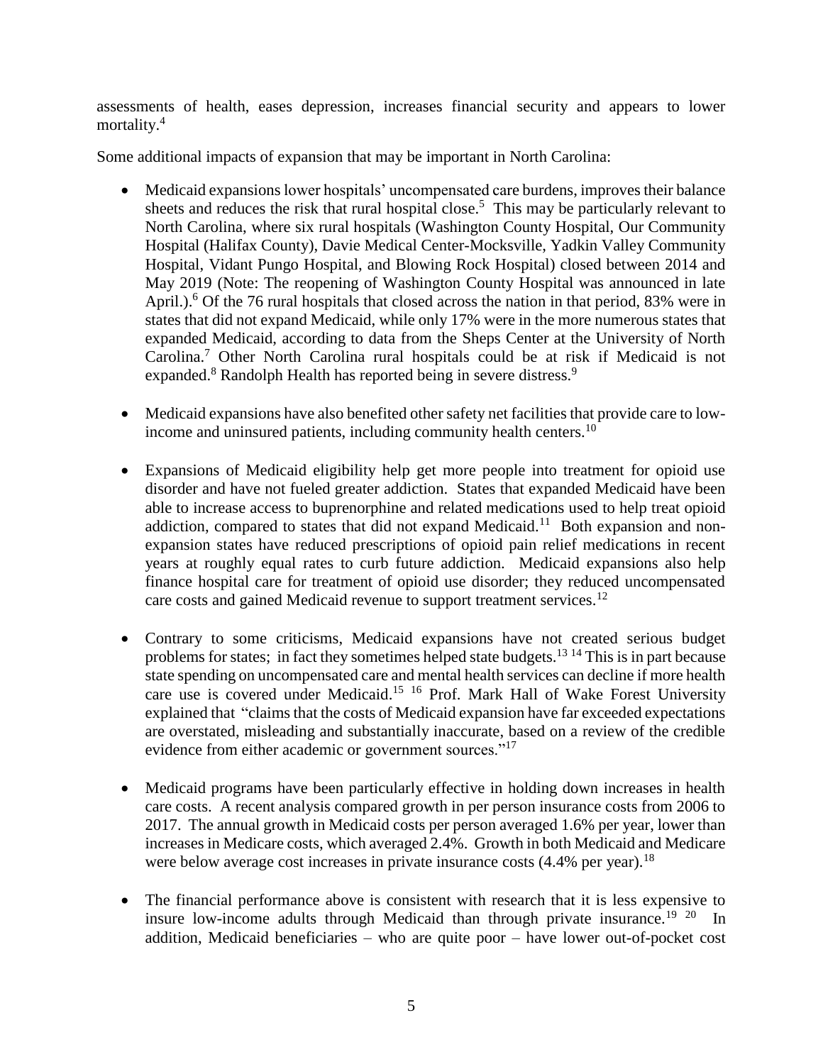assessments of health, eases depression, increases financial security and appears to lower mortality.[4]

Some additional impacts of expansion that may be important in North Carolina:

- Medicaid expansions lower hospitals' uncompensated care burdens, improves their balance sheets and reduces the risk that rural hospital close.[5] This may be particularly relevant to North Carolina, where six rural hospitals (Washington County Hospital, Our Community Hospital (Halifax County), Davie Medical Center-Mocksville, Yadkin Valley Community Hospital, Vidant Pungo Hospital, and Blowing Rock Hospital) closed between 2014 and May 2019 (Note: The reopening of Washington County Hospital was announced in late April.).[6] Of the 76 rural hospitals that closed across the nation in that period, 83% were in states that did not expand Medicaid, while only 17% were in the more numerous states that expanded Medicaid, according to data from the Sheps Center at the University of North Carolina.[7] Other North Carolina rural hospitals could be at risk if Medicaid is not expanded.[8] Randolph Health has reported being in severe distress.[9]

- Medicaid expansions have also benefited other safety net facilities that provide care to low-income and uninsured patients, including community health centers.[10]

- Expansions of Medicaid eligibility help get more people into treatment for opioid use disorder and have not fueled greater addiction. States that expanded Medicaid have been able to increase access to buprenorphine and related medications used to help treat opioid addiction, compared to states that did not expand Medicaid.[11] Both expansion and non-expansion states have reduced prescriptions of opioid pain relief medications in recent years at roughly equal rates to curb future addiction. Medicaid expansions also help finance hospital care for treatment of opioid use disorder; they reduced uncompensated care costs and gained Medicaid revenue to support treatment services.[12]

- Contrary to some criticisms, Medicaid expansions have not created serious budget problems for states; in fact they sometimes helped state budgets.[13] [14] This is in part because state spending on uncompensated care and mental health services can decline if more health care use is covered under Medicaid.[15] [16] Prof. Mark Hall of Wake Forest University explained that "claims that the costs of Medicaid expansion have far exceeded expectations are overstated, misleading and substantially inaccurate, based on a review of the credible evidence from either academic or government sources."[17]

- Medicaid programs have been particularly effective in holding down increases in health care costs. A recent analysis compared growth in per person insurance costs from 2006 to 2017. The annual growth in Medicaid costs per person averaged 1.6% per year, lower than increases in Medicare costs, which averaged 2.4%. Growth in both Medicaid and Medicare were below average cost increases in private insurance costs (4.4% per year).[18]

- The financial performance above is consistent with research that it is less expensive to insure low-income adults through Medicaid than through private insurance.[19] [20] In addition, Medicaid beneficiaries – who are quite poor – have lower out-of-pocket cost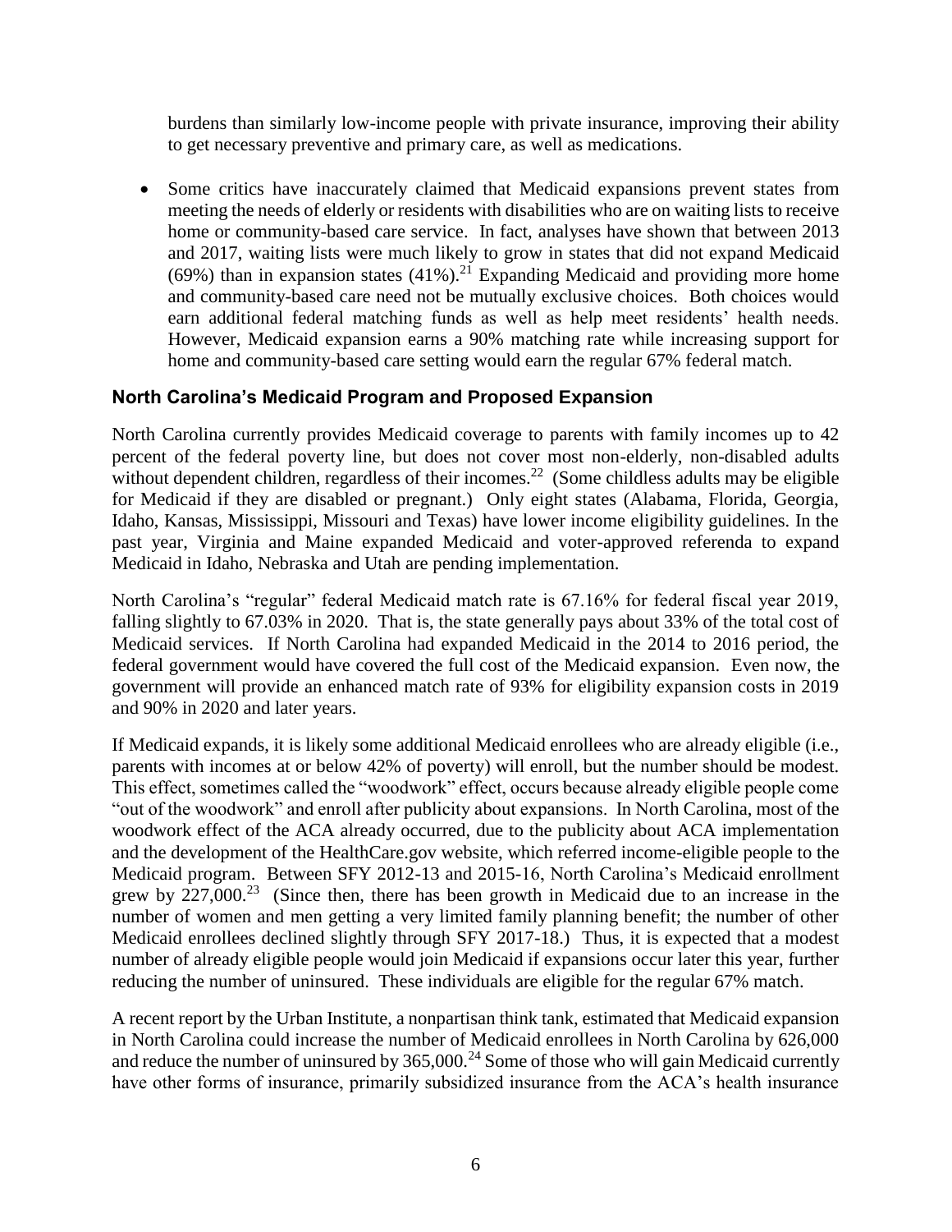burdens than similarly low-income people with private insurance, improving their ability to get necessary preventive and primary care, as well as medications.

- Some critics have inaccurately claimed that Medicaid expansions prevent states from meeting the needs of elderly or residents with disabilities who are on waiting lists to receive home or community-based care service. In fact, analyses have shown that between 2013 and 2017, waiting lists were much likely to grow in states that did not expand Medicaid (69%) than in expansion states (41%).[21] Expanding Medicaid and providing more home and community-based care need not be mutually exclusive choices. Both choices would earn additional federal matching funds as well as help meet residents' health needs. However, Medicaid expansion earns a 90% matching rate while increasing support for home and community-based care setting would earn the regular 67% federal match.

## North Carolina's Medicaid Program and Proposed Expansion

North Carolina currently provides Medicaid coverage to parents with family incomes up to 42 percent of the federal poverty line, but does not cover most non-elderly, non-disabled adults without dependent children, regardless of their incomes.[22] (Some childless adults may be eligible for Medicaid if they are disabled or pregnant.) Only eight states (Alabama, Florida, Georgia, Idaho, Kansas, Mississippi, Missouri and Texas) have lower income eligibility guidelines. In the past year, Virginia and Maine expanded Medicaid and voter-approved referenda to expand Medicaid in Idaho, Nebraska and Utah are pending implementation.

North Carolina's "regular" federal Medicaid match rate is 67.16% for federal fiscal year 2019, falling slightly to 67.03% in 2020. That is, the state generally pays about 33% of the total cost of Medicaid services. If North Carolina had expanded Medicaid in the 2014 to 2016 period, the federal government would have covered the full cost of the Medicaid expansion. Even now, the government will provide an enhanced match rate of 93% for eligibility expansion costs in 2019 and 90% in 2020 and later years.

If Medicaid expands, it is likely some additional Medicaid enrollees who are already eligible (i.e., parents with incomes at or below 42% of poverty) will enroll, but the number should be modest. This effect, sometimes called the "woodwork" effect, occurs because already eligible people come "out of the woodwork" and enroll after publicity about expansions. In North Carolina, most of the woodwork effect of the ACA already occurred, due to the publicity about ACA implementation and the development of the HealthCare.gov website, which referred income-eligible people to the Medicaid program. Between SFY 2012-13 and 2015-16, North Carolina's Medicaid enrollment grew by 227,000.[23] (Since then, there has been growth in Medicaid due to an increase in the number of women and men getting a very limited family planning benefit; the number of other Medicaid enrollees declined slightly through SFY 2017-18.) Thus, it is expected that a modest number of already eligible people would join Medicaid if expansions occur later this year, further reducing the number of uninsured. These individuals are eligible for the regular 67% match.

A recent report by the Urban Institute, a nonpartisan think tank, estimated that Medicaid expansion in North Carolina could increase the number of Medicaid enrollees in North Carolina by 626,000 and reduce the number of uninsured by 365,000.[24] Some of those who will gain Medicaid currently have other forms of insurance, primarily subsidized insurance from the ACA's health insurance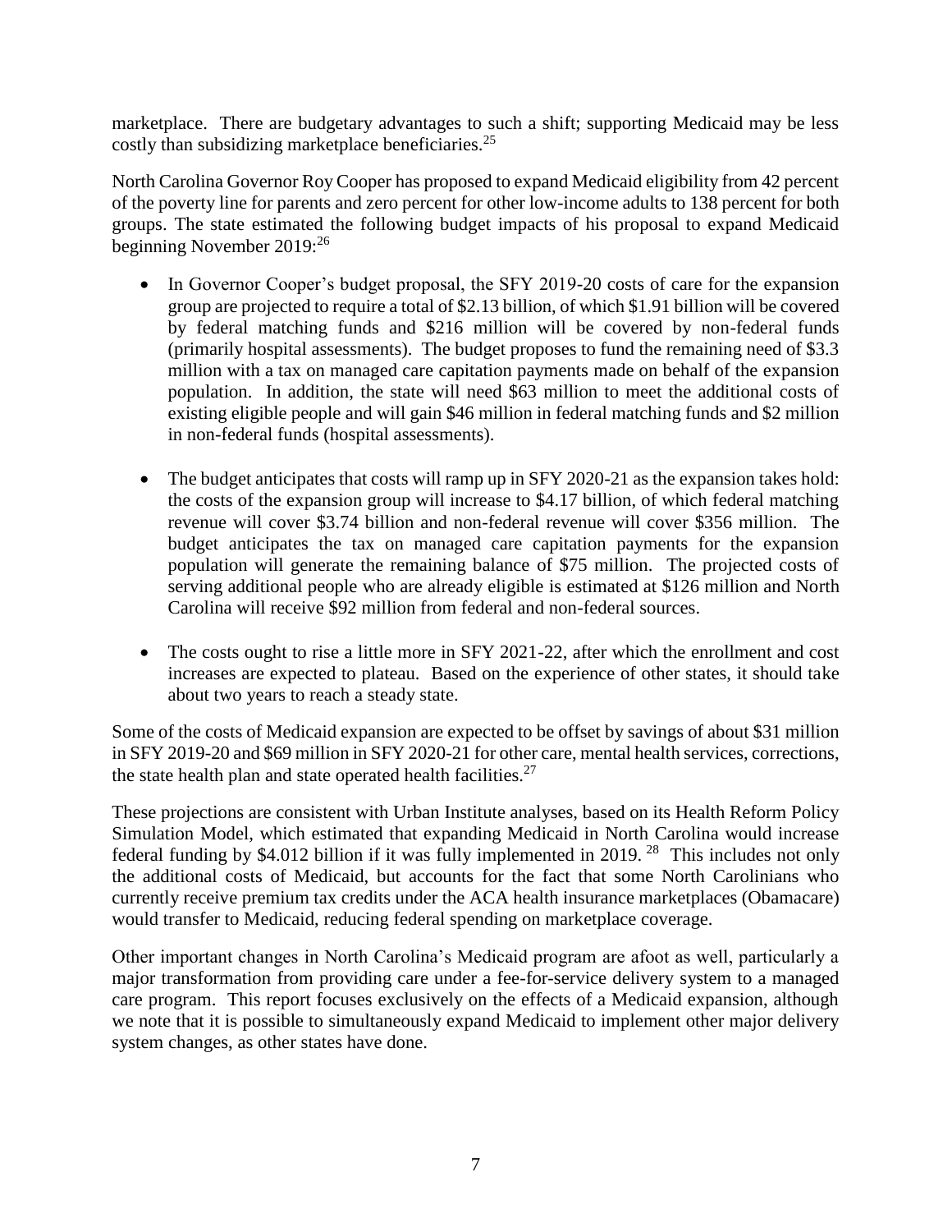marketplace. There are budgetary advantages to such a shift; supporting Medicaid may be less costly than subsidizing marketplace beneficiaries.[25]

North Carolina Governor Roy Cooper has proposed to expand Medicaid eligibility from 42 percent of the poverty line for parents and zero percent for other low-income adults to 138 percent for both groups. The state estimated the following budget impacts of his proposal to expand Medicaid beginning November 2019:[26]

- In Governor Cooper's budget proposal, the SFY 2019-20 costs of care for the expansion group are projected to require a total of $2.13 billion, of which $1.91 billion will be covered by federal matching funds and $216 million will be covered by non-federal funds (primarily hospital assessments). The budget proposes to fund the remaining need of $3.3 million with a tax on managed care capitation payments made on behalf of the expansion population. In addition, the state will need $63 million to meet the additional costs of existing eligible people and will gain $46 million in federal matching funds and $2 million in non-federal funds (hospital assessments).

- The budget anticipates that costs will ramp up in SFY 2020-21 as the expansion takes hold: the costs of the expansion group will increase to $4.17 billion, of which federal matching revenue will cover $3.74 billion and non-federal revenue will cover $356 million. The budget anticipates the tax on managed care capitation payments for the expansion population will generate the remaining balance of $75 million. The projected costs of serving additional people who are already eligible is estimated at $126 million and North Carolina will receive $92 million from federal and non-federal sources.

- The costs ought to rise a little more in SFY 2021-22, after which the enrollment and cost increases are expected to plateau. Based on the experience of other states, it should take about two years to reach a steady state.

Some of the costs of Medicaid expansion are expected to be offset by savings of about $31 million in SFY 2019-20 and $69 million in SFY 2020-21 for other care, mental health services, corrections, the state health plan and state operated health facilities.[27]

These projections are consistent with Urban Institute analyses, based on its Health Reform Policy Simulation Model, which estimated that expanding Medicaid in North Carolina would increase federal funding by $4.012 billion if it was fully implemented in 2019.[28] This includes not only the additional costs of Medicaid, but accounts for the fact that some North Carolinians who currently receive premium tax credits under the ACA health insurance marketplaces (Obamacare) would transfer to Medicaid, reducing federal spending on marketplace coverage.

Other important changes in North Carolina's Medicaid program are afoot as well, particularly a major transformation from providing care under a fee-for-service delivery system to a managed care program. This report focuses exclusively on the effects of a Medicaid expansion, although we note that it is possible to simultaneously expand Medicaid to implement other major delivery system changes, as other states have done.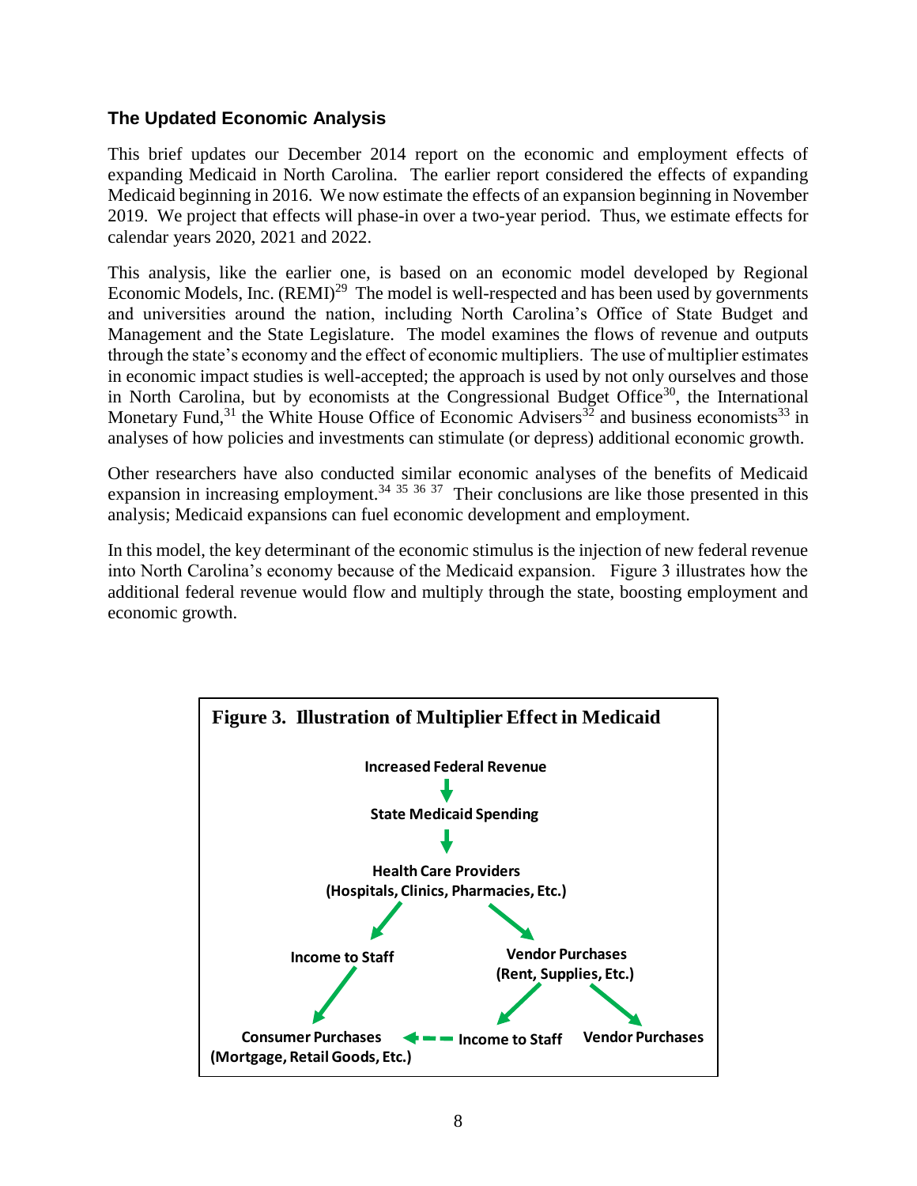### The Updated Economic Analysis

This brief updates our December 2014 report on the economic and employment effects of expanding Medicaid in North Carolina. The earlier report considered the effects of expanding Medicaid beginning in 2016. We now estimate the effects of an expansion beginning in November 2019. We project that effects will phase-in over a two-year period. Thus, we estimate effects for calendar years 2020, 2021 and 2022.

This analysis, like the earlier one, is based on an economic model developed by Regional Economic Models, Inc. (REMI)[29] The model is well-respected and has been used by governments and universities around the nation, including North Carolina's Office of State Budget and Management and the State Legislature. The model examines the flows of revenue and outputs through the state's economy and the effect of economic multipliers. The use of multiplier estimates in economic impact studies is well-accepted; the approach is used by not only ourselves and those in North Carolina, but by economists at the Congressional Budget Office[30], the International Monetary Fund,[31] the White House Office of Economic Advisers[32] and business economists[33] in analyses of how policies and investments can stimulate (or depress) additional economic growth.

Other researchers have also conducted similar economic analyses of the benefits of Medicaid expansion in increasing employment.[34] [35] [36] [37] Their conclusions are like those presented in this analysis; Medicaid expansions can fuel economic development and employment.

In this model, the key determinant of the economic stimulus is the injection of new federal revenue into North Carolina's economy because of the Medicaid expansion. Figure 3 illustrates how the additional federal revenue would flow and multiply through the state, boosting employment and economic growth.

**Figure 3. Illustration of Multiplier Effect in Medicaid**

**Increased Federal Revenue**
↓
**State Medicaid Spending**
↓
**Health Care Providers (Hospitals, Clinics, Pharmacies, Etc.)**
→ **Income to Staff** → **Consumer Purchases (Mortgage, Retail Goods, Etc.)**
→ **Vendor Purchases (Rent, Supplies, Etc.)** → **Income to Staff** (→ **Consumer Purchases**); **Vendor Purchases**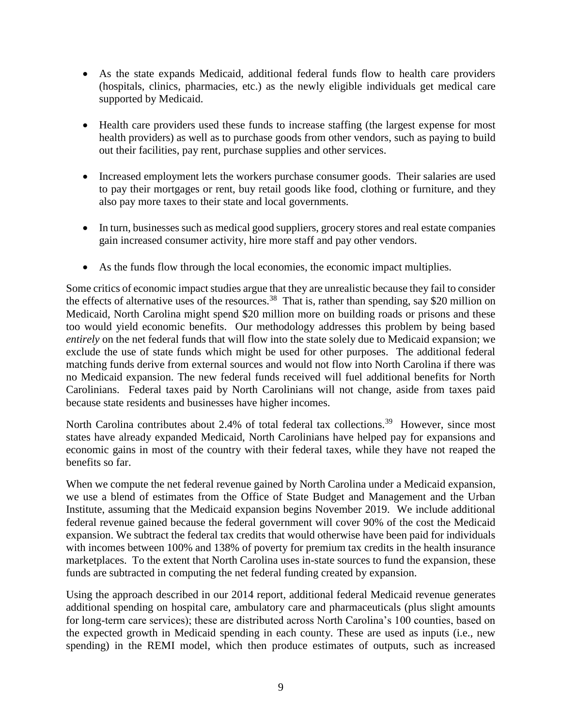- As the state expands Medicaid, additional federal funds flow to health care providers (hospitals, clinics, pharmacies, etc.) as the newly eligible individuals get medical care supported by Medicaid.

- Health care providers used these funds to increase staffing (the largest expense for most health providers) as well as to purchase goods from other vendors, such as paying to build out their facilities, pay rent, purchase supplies and other services.

- Increased employment lets the workers purchase consumer goods. Their salaries are used to pay their mortgages or rent, buy retail goods like food, clothing or furniture, and they also pay more taxes to their state and local governments.

- In turn, businesses such as medical good suppliers, grocery stores and real estate companies gain increased consumer activity, hire more staff and pay other vendors.

- As the funds flow through the local economies, the economic impact multiplies.

Some critics of economic impact studies argue that they are unrealistic because they fail to consider the effects of alternative uses of the resources.[38] That is, rather than spending, say $20 million on Medicaid, North Carolina might spend $20 million more on building roads or prisons and these too would yield economic benefits. Our methodology addresses this problem by being based *entirely* on the net federal funds that will flow into the state solely due to Medicaid expansion; we exclude the use of state funds which might be used for other purposes. The additional federal matching funds derive from external sources and would not flow into North Carolina if there was no Medicaid expansion. The new federal funds received will fuel additional benefits for North Carolinians. Federal taxes paid by North Carolinians will not change, aside from taxes paid because state residents and businesses have higher incomes.

North Carolina contributes about 2.4% of total federal tax collections.[39] However, since most states have already expanded Medicaid, North Carolinians have helped pay for expansions and economic gains in most of the country with their federal taxes, while they have not reaped the benefits so far.

When we compute the net federal revenue gained by North Carolina under a Medicaid expansion, we use a blend of estimates from the Office of State Budget and Management and the Urban Institute, assuming that the Medicaid expansion begins November 2019. We include additional federal revenue gained because the federal government will cover 90% of the cost the Medicaid expansion. We subtract the federal tax credits that would otherwise have been paid for individuals with incomes between 100% and 138% of poverty for premium tax credits in the health insurance marketplaces. To the extent that North Carolina uses in-state sources to fund the expansion, these funds are subtracted in computing the net federal funding created by expansion.

Using the approach described in our 2014 report, additional federal Medicaid revenue generates additional spending on hospital care, ambulatory care and pharmaceuticals (plus slight amounts for long-term care services); these are distributed across North Carolina's 100 counties, based on the expected growth in Medicaid spending in each county. These are used as inputs (i.e., new spending) in the REMI model, which then produce estimates of outputs, such as increased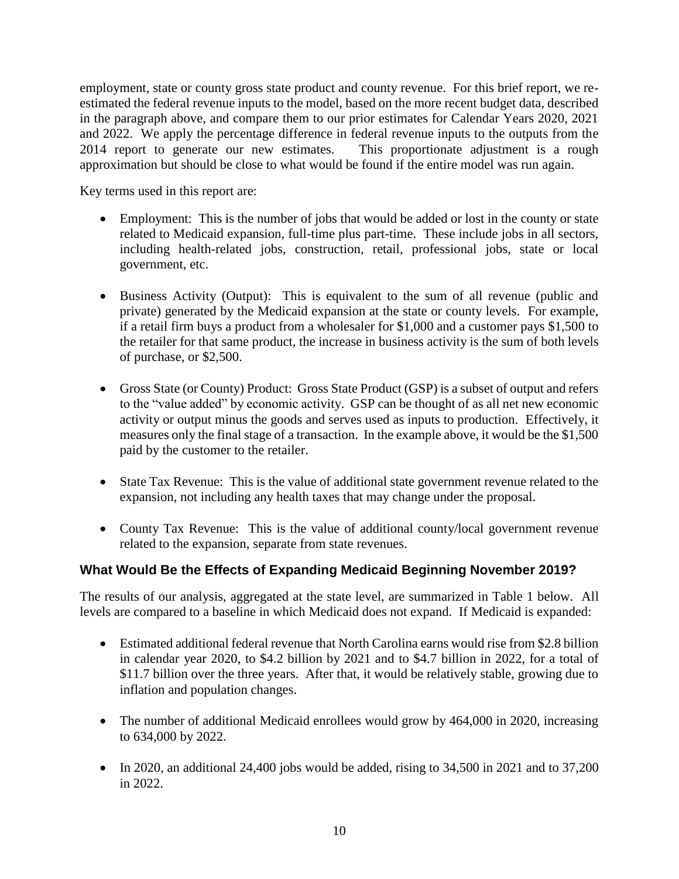employment, state or county gross state product and county revenue. For this brief report, we re-estimated the federal revenue inputs to the model, based on the more recent budget data, described in the paragraph above, and compare them to our prior estimates for Calendar Years 2020, 2021 and 2022. We apply the percentage difference in federal revenue inputs to the outputs from the 2014 report to generate our new estimates. This proportionate adjustment is a rough approximation but should be close to what would be found if the entire model was run again.

Key terms used in this report are:

- Employment: This is the number of jobs that would be added or lost in the county or state related to Medicaid expansion, full-time plus part-time. These include jobs in all sectors, including health-related jobs, construction, retail, professional jobs, state or local government, etc.

- Business Activity (Output): This is equivalent to the sum of all revenue (public and private) generated by the Medicaid expansion at the state or county levels. For example, if a retail firm buys a product from a wholesaler for $1,000 and a customer pays $1,500 to the retailer for that same product, the increase in business activity is the sum of both levels of purchase, or $2,500.

- Gross State (or County) Product: Gross State Product (GSP) is a subset of output and refers to the "value added" by economic activity. GSP can be thought of as all net new economic activity or output minus the goods and serves used as inputs to production. Effectively, it measures only the final stage of a transaction. In the example above, it would be the $1,500 paid by the customer to the retailer.

- State Tax Revenue: This is the value of additional state government revenue related to the expansion, not including any health taxes that may change under the proposal.

- County Tax Revenue: This is the value of additional county/local government revenue related to the expansion, separate from state revenues.

### What Would Be the Effects of Expanding Medicaid Beginning November 2019?

The results of our analysis, aggregated at the state level, are summarized in Table 1 below. All levels are compared to a baseline in which Medicaid does not expand. If Medicaid is expanded:

- Estimated additional federal revenue that North Carolina earns would rise from $2.8 billion in calendar year 2020, to $4.2 billion by 2021 and to $4.7 billion in 2022, for a total of $11.7 billion over the three years. After that, it would be relatively stable, growing due to inflation and population changes.

- The number of additional Medicaid enrollees would grow by 464,000 in 2020, increasing to 634,000 by 2022.

- In 2020, an additional 24,400 jobs would be added, rising to 34,500 in 2021 and to 37,200 in 2022.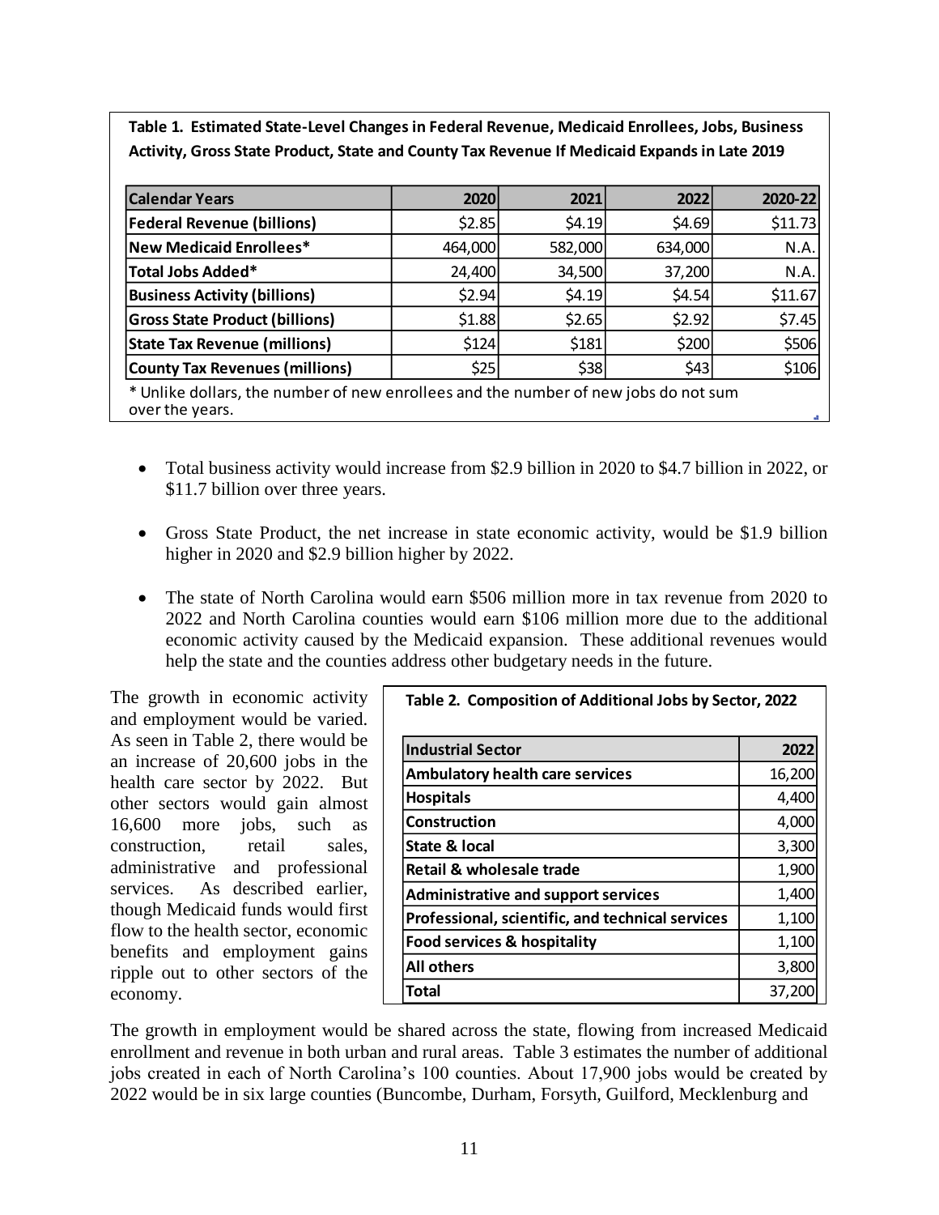**Table 1. Estimated State-Level Changes in Federal Revenue, Medicaid Enrollees, Jobs, Business Activity, Gross State Product, State and County Tax Revenue If Medicaid Expands in Late 2019**

| Calendar Years | 2020 | 2021 | 2022 | 2020-22 |
|---|---|---|---|---|
| Federal Revenue (billions) | $2.85 | $4.19 | $4.69 | $11.73 |
| New Medicaid Enrollees* | 464,000 | 582,000 | 634,000 | N.A. |
| Total Jobs Added* | 24,400 | 34,500 | 37,200 | N.A. |
| Business Activity (billions) | $2.94 | $4.19 | $4.54 | $11.67 |
| Gross State Product (billions) | $1.88 | $2.65 | $2.92 | $7.45 |
| State Tax Revenue (millions) | $124 | $181 | $200 | $506 |
| County Tax Revenues (millions) | $25 | $38 | $43 | $106 |

* Unlike dollars, the number of new enrollees and the number of new jobs do not sum over the years.

- Total business activity would increase from $2.9 billion in 2020 to $4.7 billion in 2022, or $11.7 billion over three years.
- Gross State Product, the net increase in state economic activity, would be $1.9 billion higher in 2020 and $2.9 billion higher by 2022.
- The state of North Carolina would earn $506 million more in tax revenue from 2020 to 2022 and North Carolina counties would earn $106 million more due to the additional economic activity caused by the Medicaid expansion. These additional revenues would help the state and the counties address other budgetary needs in the future.

The growth in economic activity and employment would be varied. As seen in Table 2, there would be an increase of 20,600 jobs in the health care sector by 2022. But other sectors would gain almost 16,600 more jobs, such as construction, retail sales, administrative and professional services. As described earlier, though Medicaid funds would first flow to the health sector, economic benefits and employment gains ripple out to other sectors of the economy.

**Table 2. Composition of Additional Jobs by Sector, 2022**

| Industrial Sector | 2022 |
|---|---|
| Ambulatory health care services | 16,200 |
| Hospitals | 4,400 |
| Construction | 4,000 |
| State & local | 3,300 |
| Retail & wholesale trade | 1,900 |
| Administrative and support services | 1,400 |
| Professional, scientific, and technical services | 1,100 |
| Food services & hospitality | 1,100 |
| All others | 3,800 |
| Total | 37,200 |

The growth in employment would be shared across the state, flowing from increased Medicaid enrollment and revenue in both urban and rural areas. Table 3 estimates the number of additional jobs created in each of North Carolina's 100 counties. About 17,900 jobs would be created by 2022 would be in six large counties (Buncombe, Durham, Forsyth, Guilford, Mecklenburg and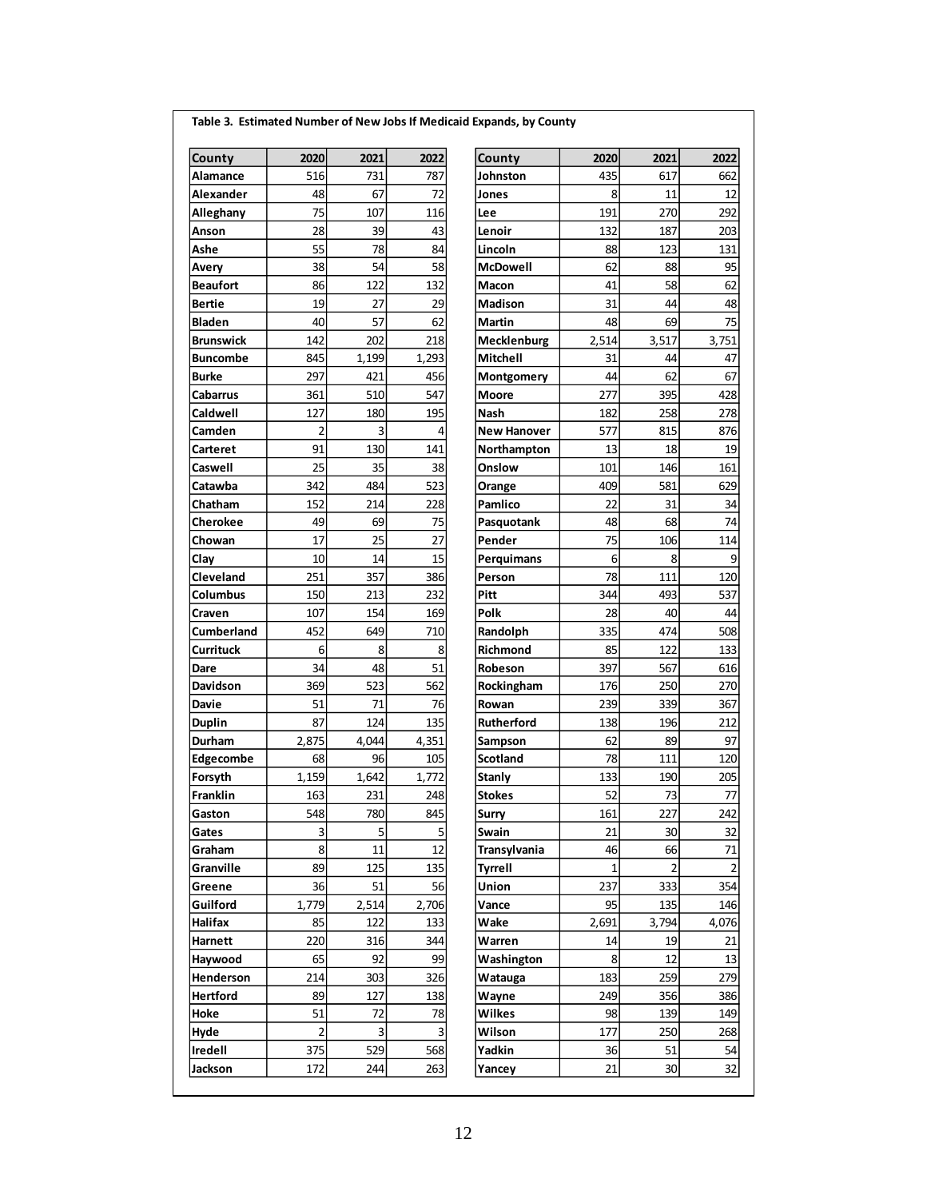**Table 3. Estimated Number of New Jobs If Medicaid Expands, by County**

| County | 2020 | 2021 | 2022 |
|---|---|---|---|
| Alamance | 516 | 731 | 787 |
| Alexander | 48 | 67 | 72 |
| Alleghany | 75 | 107 | 116 |
| Anson | 28 | 39 | 43 |
| Ashe | 55 | 78 | 84 |
| Avery | 38 | 54 | 58 |
| Beaufort | 86 | 122 | 132 |
| Bertie | 19 | 27 | 29 |
| Bladen | 40 | 57 | 62 |
| Brunswick | 142 | 202 | 218 |
| Buncombe | 845 | 1,199 | 1,293 |
| Burke | 297 | 421 | 456 |
| Cabarrus | 361 | 510 | 547 |
| Caldwell | 127 | 180 | 195 |
| Camden | 2 | 3 | 4 |
| Carteret | 91 | 130 | 141 |
| Caswell | 25 | 35 | 38 |
| Catawba | 342 | 484 | 523 |
| Chatham | 152 | 214 | 228 |
| Cherokee | 49 | 69 | 75 |
| Chowan | 17 | 25 | 27 |
| Clay | 10 | 14 | 15 |
| Cleveland | 251 | 357 | 386 |
| Columbus | 150 | 213 | 232 |
| Craven | 107 | 154 | 169 |
| Cumberland | 452 | 649 | 710 |
| Currituck | 6 | 8 | 8 |
| Dare | 34 | 48 | 51 |
| Davidson | 369 | 523 | 562 |
| Davie | 51 | 71 | 76 |
| Duplin | 87 | 124 | 135 |
| Durham | 2,875 | 4,044 | 4,351 |
| Edgecombe | 68 | 96 | 105 |
| Forsyth | 1,159 | 1,642 | 1,772 |
| Franklin | 163 | 231 | 248 |
| Gaston | 548 | 780 | 845 |
| Gates | 3 | 5 | 5 |
| Graham | 8 | 11 | 12 |
| Granville | 89 | 125 | 135 |
| Greene | 36 | 51 | 56 |
| Guilford | 1,779 | 2,514 | 2,706 |
| Halifax | 85 | 122 | 133 |
| Harnett | 220 | 316 | 344 |
| Haywood | 65 | 92 | 99 |
| Henderson | 214 | 303 | 326 |
| Hertford | 89 | 127 | 138 |
| Hoke | 51 | 72 | 78 |
| Hyde | 2 | 3 | 3 |
| Iredell | 375 | 529 | 568 |
| Jackson | 172 | 244 | 263 |
| Johnston | 435 | 617 | 662 |
| Jones | 8 | 11 | 12 |
| Lee | 191 | 270 | 292 |
| Lenoir | 132 | 187 | 203 |
| Lincoln | 88 | 123 | 131 |
| McDowell | 62 | 88 | 95 |
| Macon | 41 | 58 | 62 |
| Madison | 31 | 44 | 48 |
| Martin | 48 | 69 | 75 |
| Mecklenburg | 2,514 | 3,517 | 3,751 |
| Mitchell | 31 | 44 | 47 |
| Montgomery | 44 | 62 | 67 |
| Moore | 277 | 395 | 428 |
| Nash | 182 | 258 | 278 |
| New Hanover | 577 | 815 | 876 |
| Northampton | 13 | 18 | 19 |
| Onslow | 101 | 146 | 161 |
| Orange | 409 | 581 | 629 |
| Pamlico | 22 | 31 | 34 |
| Pasquotank | 48 | 68 | 74 |
| Pender | 75 | 106 | 114 |
| Perquimans | 6 | 8 | 9 |
| Person | 78 | 111 | 120 |
| Pitt | 344 | 493 | 537 |
| Polk | 28 | 40 | 44 |
| Randolph | 335 | 474 | 508 |
| Richmond | 85 | 122 | 133 |
| Robeson | 397 | 567 | 616 |
| Rockingham | 176 | 250 | 270 |
| Rowan | 239 | 339 | 367 |
| Rutherford | 138 | 196 | 212 |
| Sampson | 62 | 89 | 97 |
| Scotland | 78 | 111 | 120 |
| Stanly | 133 | 190 | 205 |
| Stokes | 52 | 73 | 77 |
| Surry | 161 | 227 | 242 |
| Swain | 21 | 30 | 32 |
| Transylvania | 46 | 66 | 71 |
| Tyrrell | 1 | 2 | 2 |
| Union | 237 | 333 | 354 |
| Vance | 95 | 135 | 146 |
| Wake | 2,691 | 3,794 | 4,076 |
| Warren | 14 | 19 | 21 |
| Washington | 8 | 12 | 13 |
| Watauga | 183 | 259 | 279 |
| Wayne | 249 | 356 | 386 |
| Wilkes | 98 | 139 | 149 |
| Wilson | 177 | 250 | 268 |
| Yadkin | 36 | 51 | 54 |
| Yancey | 21 | 30 | 32 |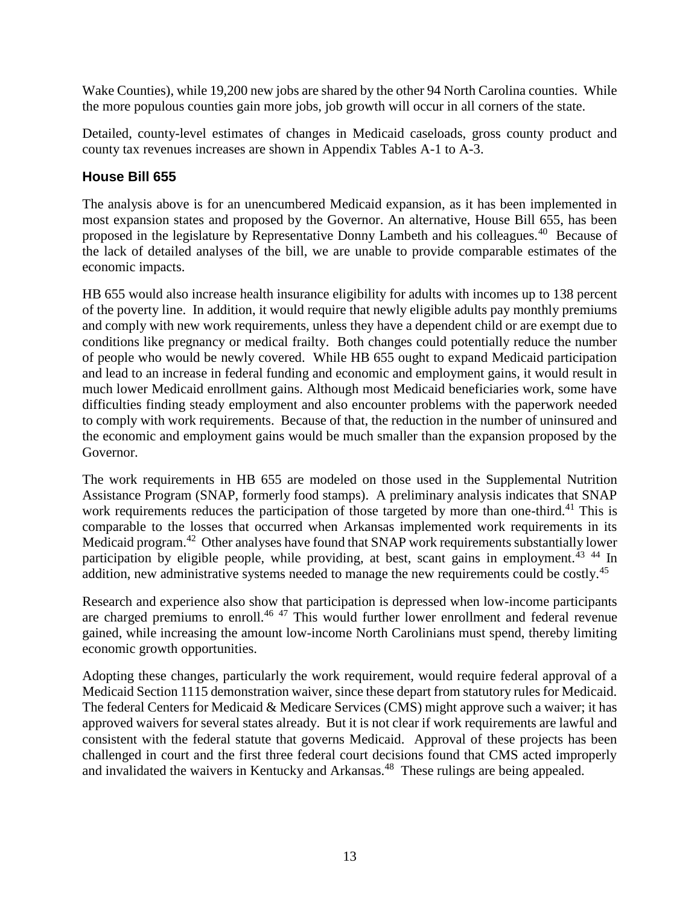Wake Counties), while 19,200 new jobs are shared by the other 94 North Carolina counties. While the more populous counties gain more jobs, job growth will occur in all corners of the state.

Detailed, county-level estimates of changes in Medicaid caseloads, gross county product and county tax revenues increases are shown in Appendix Tables A-1 to A-3.

### House Bill 655

The analysis above is for an unencumbered Medicaid expansion, as it has been implemented in most expansion states and proposed by the Governor. An alternative, House Bill 655, has been proposed in the legislature by Representative Donny Lambeth and his colleagues.[40] Because of the lack of detailed analyses of the bill, we are unable to provide comparable estimates of the economic impacts.

HB 655 would also increase health insurance eligibility for adults with incomes up to 138 percent of the poverty line. In addition, it would require that newly eligible adults pay monthly premiums and comply with new work requirements, unless they have a dependent child or are exempt due to conditions like pregnancy or medical frailty. Both changes could potentially reduce the number of people who would be newly covered. While HB 655 ought to expand Medicaid participation and lead to an increase in federal funding and economic and employment gains, it would result in much lower Medicaid enrollment gains. Although most Medicaid beneficiaries work, some have difficulties finding steady employment and also encounter problems with the paperwork needed to comply with work requirements. Because of that, the reduction in the number of uninsured and the economic and employment gains would be much smaller than the expansion proposed by the Governor.

The work requirements in HB 655 are modeled on those used in the Supplemental Nutrition Assistance Program (SNAP, formerly food stamps). A preliminary analysis indicates that SNAP work requirements reduces the participation of those targeted by more than one-third.[41] This is comparable to the losses that occurred when Arkansas implemented work requirements in its Medicaid program.[42] Other analyses have found that SNAP work requirements substantially lower participation by eligible people, while providing, at best, scant gains in employment.[43] [44] In addition, new administrative systems needed to manage the new requirements could be costly.[45]

Research and experience also show that participation is depressed when low-income participants are charged premiums to enroll.[46] [47] This would further lower enrollment and federal revenue gained, while increasing the amount low-income North Carolinians must spend, thereby limiting economic growth opportunities.

Adopting these changes, particularly the work requirement, would require federal approval of a Medicaid Section 1115 demonstration waiver, since these depart from statutory rules for Medicaid. The federal Centers for Medicaid & Medicare Services (CMS) might approve such a waiver; it has approved waivers for several states already. But it is not clear if work requirements are lawful and consistent with the federal statute that governs Medicaid. Approval of these projects has been challenged in court and the first three federal court decisions found that CMS acted improperly and invalidated the waivers in Kentucky and Arkansas.[48] These rulings are being appealed.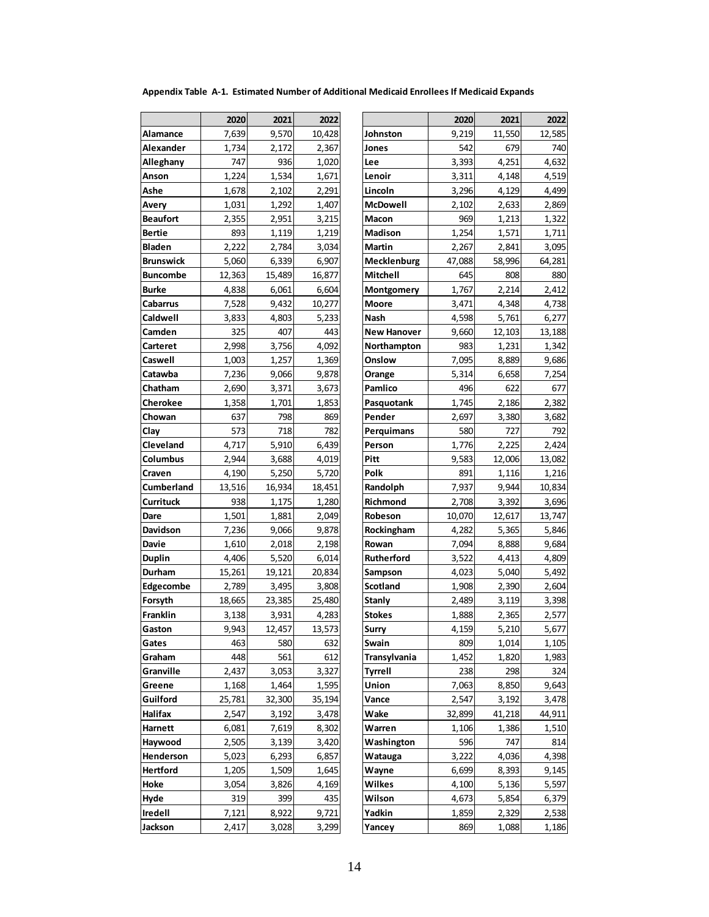**Appendix Table A-1. Estimated Number of Additional Medicaid Enrollees If Medicaid Expands**

| | 2020 | 2021 | 2022 |
|---|---|---|---|
| Alamance | 7,639 | 9,570 | 10,428 |
| Alexander | 1,734 | 2,172 | 2,367 |
| Alleghany | 747 | 936 | 1,020 |
| Anson | 1,224 | 1,534 | 1,671 |
| Ashe | 1,678 | 2,102 | 2,291 |
| Avery | 1,031 | 1,292 | 1,407 |
| Beaufort | 2,355 | 2,951 | 3,215 |
| Bertie | 893 | 1,119 | 1,219 |
| Bladen | 2,222 | 2,784 | 3,034 |
| Brunswick | 5,060 | 6,339 | 6,907 |
| Buncombe | 12,363 | 15,489 | 16,877 |
| Burke | 4,838 | 6,061 | 6,604 |
| Cabarrus | 7,528 | 9,432 | 10,277 |
| Caldwell | 3,833 | 4,803 | 5,233 |
| Camden | 325 | 407 | 443 |
| Carteret | 2,998 | 3,756 | 4,092 |
| Caswell | 1,003 | 1,257 | 1,369 |
| Catawba | 7,236 | 9,066 | 9,878 |
| Chatham | 2,690 | 3,371 | 3,673 |
| Cherokee | 1,358 | 1,701 | 1,853 |
| Chowan | 637 | 798 | 869 |
| Clay | 573 | 718 | 782 |
| Cleveland | 4,717 | 5,910 | 6,439 |
| Columbus | 2,944 | 3,688 | 4,019 |
| Craven | 4,190 | 5,250 | 5,720 |
| Cumberland | 13,516 | 16,934 | 18,451 |
| Currituck | 938 | 1,175 | 1,280 |
| Dare | 1,501 | 1,881 | 2,049 |
| Davidson | 7,236 | 9,066 | 9,878 |
| Davie | 1,610 | 2,018 | 2,198 |
| Duplin | 4,406 | 5,520 | 6,014 |
| Durham | 15,261 | 19,121 | 20,834 |
| Edgecombe | 2,789 | 3,495 | 3,808 |
| Forsyth | 18,665 | 23,385 | 25,480 |
| Franklin | 3,138 | 3,931 | 4,283 |
| Gaston | 9,943 | 12,457 | 13,573 |
| Gates | 463 | 580 | 632 |
| Graham | 448 | 561 | 612 |
| Granville | 2,437 | 3,053 | 3,327 |
| Greene | 1,168 | 1,464 | 1,595 |
| Guilford | 25,781 | 32,300 | 35,194 |
| Halifax | 2,547 | 3,192 | 3,478 |
| Harnett | 6,081 | 7,619 | 8,302 |
| Haywood | 2,505 | 3,139 | 3,420 |
| Henderson | 5,023 | 6,293 | 6,857 |
| Hertford | 1,205 | 1,509 | 1,645 |
| Hoke | 3,054 | 3,826 | 4,169 |
| Hyde | 319 | 399 | 435 |
| Iredell | 7,121 | 8,922 | 9,721 |
| Jackson | 2,417 | 3,028 | 3,299 |
| Johnston | 9,219 | 11,550 | 12,585 |
| Jones | 542 | 679 | 740 |
| Lee | 3,393 | 4,251 | 4,632 |
| Lenoir | 3,311 | 4,148 | 4,519 |
| Lincoln | 3,296 | 4,129 | 4,499 |
| McDowell | 2,102 | 2,633 | 2,869 |
| Macon | 969 | 1,213 | 1,322 |
| Madison | 1,254 | 1,571 | 1,711 |
| Martin | 2,267 | 2,841 | 3,095 |
| Mecklenburg | 47,088 | 58,996 | 64,281 |
| Mitchell | 645 | 808 | 880 |
| Montgomery | 1,767 | 2,214 | 2,412 |
| Moore | 3,471 | 4,348 | 4,738 |
| Nash | 4,598 | 5,761 | 6,277 |
| New Hanover | 9,660 | 12,103 | 13,188 |
| Northampton | 983 | 1,231 | 1,342 |
| Onslow | 7,095 | 8,889 | 9,686 |
| Orange | 5,314 | 6,658 | 7,254 |
| Pamlico | 496 | 622 | 677 |
| Pasquotank | 1,745 | 2,186 | 2,382 |
| Pender | 2,697 | 3,380 | 3,682 |
| Perquimans | 580 | 727 | 792 |
| Person | 1,776 | 2,225 | 2,424 |
| Pitt | 9,583 | 12,006 | 13,082 |
| Polk | 891 | 1,116 | 1,216 |
| Randolph | 7,937 | 9,944 | 10,834 |
| Richmond | 2,708 | 3,392 | 3,696 |
| Robeson | 10,070 | 12,617 | 13,747 |
| Rockingham | 4,282 | 5,365 | 5,846 |
| Rowan | 7,094 | 8,888 | 9,684 |
| Rutherford | 3,522 | 4,413 | 4,809 |
| Sampson | 4,023 | 5,040 | 5,492 |
| Scotland | 1,908 | 2,390 | 2,604 |
| Stanly | 2,489 | 3,119 | 3,398 |
| Stokes | 1,888 | 2,365 | 2,577 |
| Surry | 4,159 | 5,210 | 5,677 |
| Swain | 809 | 1,014 | 1,105 |
| Transylvania | 1,452 | 1,820 | 1,983 |
| Tyrrell | 238 | 298 | 324 |
| Union | 7,063 | 8,850 | 9,643 |
| Vance | 2,547 | 3,192 | 3,478 |
| Wake | 32,899 | 41,218 | 44,911 |
| Warren | 1,106 | 1,386 | 1,510 |
| Washington | 596 | 747 | 814 |
| Watauga | 3,222 | 4,036 | 4,398 |
| Wayne | 6,699 | 8,393 | 9,145 |
| Wilkes | 4,100 | 5,136 | 5,597 |
| Wilson | 4,673 | 5,854 | 6,379 |
| Yadkin | 1,859 | 2,329 | 2,538 |
| Yancey | 869 | 1,088 | 1,186 |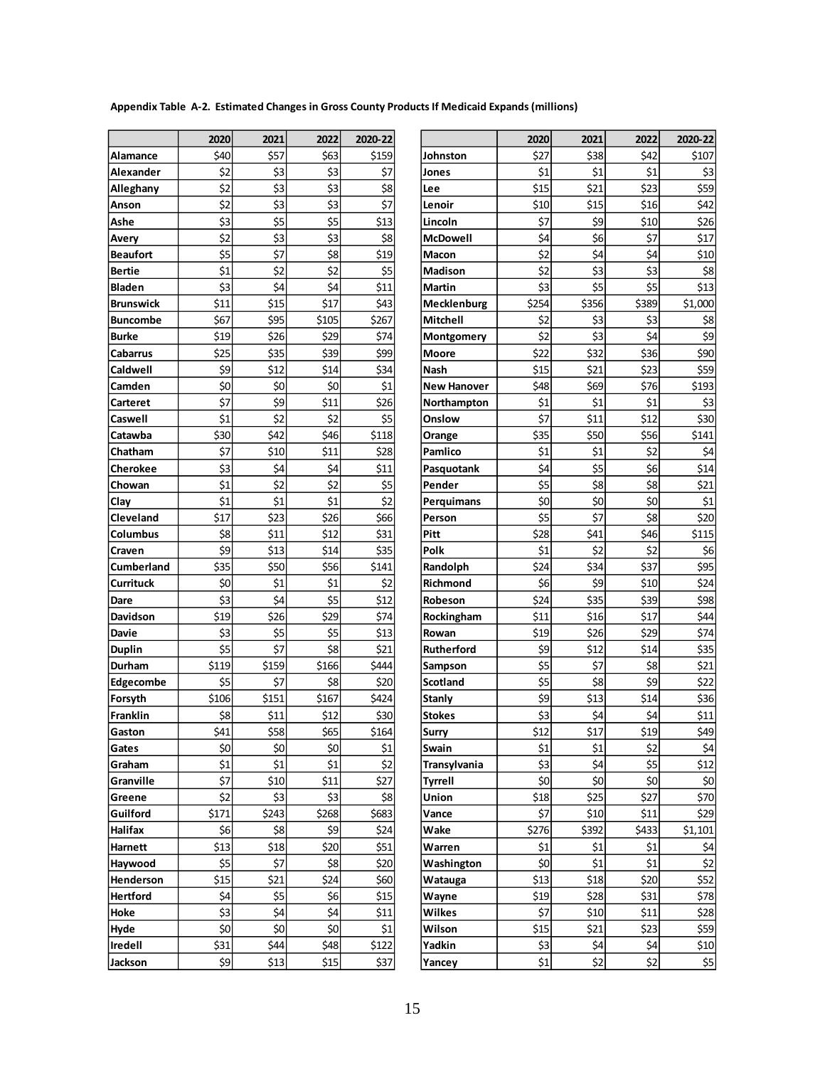**Appendix Table A-2. Estimated Changes in Gross County Products If Medicaid Expands (millions)**

| | 2020 | 2021 | 2022 | 2020-22 |
|---|---|---|---|---|
| Alamance | $40 | $57 | $63 | $159 |
| Alexander | $2 | $3 | $3 | $7 |
| Alleghany | $2 | $3 | $3 | $8 |
| Anson | $2 | $3 | $3 | $7 |
| Ashe | $3 | $5 | $5 | $13 |
| Avery | $2 | $3 | $3 | $8 |
| Beaufort | $5 | $7 | $8 | $19 |
| Bertie | $1 | $2 | $2 | $5 |
| Bladen | $3 | $4 | $4 | $11 |
| Brunswick | $11 | $15 | $17 | $43 |
| Buncombe | $67 | $95 | $105 | $267 |
| Burke | $19 | $26 | $29 | $74 |
| Cabarrus | $25 | $35 | $39 | $99 |
| Caldwell | $9 | $12 | $14 | $34 |
| Camden | $0 | $0 | $0 | $1 |
| Carteret | $7 | $9 | $11 | $26 |
| Caswell | $1 | $2 | $2 | $5 |
| Catawba | $30 | $42 | $46 | $118 |
| Chatham | $7 | $10 | $11 | $28 |
| Cherokee | $3 | $4 | $4 | $11 |
| Chowan | $1 | $2 | $2 | $5 |
| Clay | $1 | $1 | $1 | $2 |
| Cleveland | $17 | $23 | $26 | $66 |
| Columbus | $8 | $11 | $12 | $31 |
| Craven | $9 | $13 | $14 | $35 |
| Cumberland | $35 | $50 | $56 | $141 |
| Currituck | $0 | $1 | $1 | $2 |
| Dare | $3 | $4 | $5 | $12 |
| Davidson | $19 | $26 | $29 | $74 |
| Davie | $3 | $5 | $5 | $13 |
| Duplin | $5 | $7 | $8 | $21 |
| Durham | $119 | $159 | $166 | $444 |
| Edgecombe | $5 | $7 | $8 | $20 |
| Forsyth | $106 | $151 | $167 | $424 |
| Franklin | $8 | $11 | $12 | $30 |
| Gaston | $41 | $58 | $65 | $164 |
| Gates | $0 | $0 | $0 | $1 |
| Graham | $1 | $1 | $1 | $2 |
| Granville | $7 | $10 | $11 | $27 |
| Greene | $2 | $3 | $3 | $8 |
| Guilford | $171 | $243 | $268 | $683 |
| Halifax | $6 | $8 | $9 | $24 |
| Harnett | $13 | $18 | $20 | $51 |
| Haywood | $5 | $7 | $8 | $20 |
| Henderson | $15 | $21 | $24 | $60 |
| Hertford | $4 | $5 | $6 | $15 |
| Hoke | $3 | $4 | $4 | $11 |
| Hyde | $0 | $0 | $0 | $1 |
| Iredell | $31 | $44 | $48 | $122 |
| Jackson | $9 | $13 | $15 | $37 |
| Johnston | $27 | $38 | $42 | $107 |
| Jones | $1 | $1 | $1 | $3 |
| Lee | $15 | $21 | $23 | $59 |
| Lenoir | $10 | $15 | $16 | $42 |
| Lincoln | $7 | $9 | $10 | $26 |
| McDowell | $4 | $6 | $7 | $17 |
| Macon | $2 | $4 | $4 | $10 |
| Madison | $2 | $3 | $3 | $8 |
| Martin | $3 | $5 | $5 | $13 |
| Mecklenburg | $254 | $356 | $389 | $1,000 |
| Mitchell | $2 | $3 | $3 | $8 |
| Montgomery | $2 | $3 | $4 | $9 |
| Moore | $22 | $32 | $36 | $90 |
| Nash | $15 | $21 | $23 | $59 |
| New Hanover | $48 | $69 | $76 | $193 |
| Northampton | $1 | $1 | $1 | $3 |
| Onslow | $7 | $11 | $12 | $30 |
| Orange | $35 | $50 | $56 | $141 |
| Pamlico | $1 | $1 | $2 | $4 |
| Pasquotank | $4 | $5 | $6 | $14 |
| Pender | $5 | $8 | $8 | $21 |
| Perquimans | $0 | $0 | $0 | $1 |
| Person | $5 | $7 | $8 | $20 |
| Pitt | $28 | $41 | $46 | $115 |
| Polk | $1 | $2 | $2 | $6 |
| Randolph | $24 | $34 | $37 | $95 |
| Richmond | $6 | $9 | $10 | $24 |
| Robeson | $24 | $35 | $39 | $98 |
| Rockingham | $11 | $16 | $17 | $44 |
| Rowan | $19 | $26 | $29 | $74 |
| Rutherford | $9 | $12 | $14 | $35 |
| Sampson | $5 | $7 | $8 | $21 |
| Scotland | $5 | $8 | $9 | $22 |
| Stanly | $9 | $13 | $14 | $36 |
| Stokes | $3 | $4 | $4 | $11 |
| Surry | $12 | $17 | $19 | $49 |
| Swain | $1 | $1 | $2 | $4 |
| Transylvania | $3 | $4 | $5 | $12 |
| Tyrrell | $0 | $0 | $0 | $0 |
| Union | $18 | $25 | $27 | $70 |
| Vance | $7 | $10 | $11 | $29 |
| Wake | $276 | $392 | $433 | $1,101 |
| Warren | $1 | $1 | $1 | $4 |
| Washington | $0 | $1 | $1 | $2 |
| Watauga | $13 | $18 | $20 | $52 |
| Wayne | $19 | $28 | $31 | $78 |
| Wilkes | $7 | $10 | $11 | $28 |
| Wilson | $15 | $21 | $23 | $59 |
| Yadkin | $3 | $4 | $4 | $10 |
| Yancey | $1 | $2 | $2 | $5 |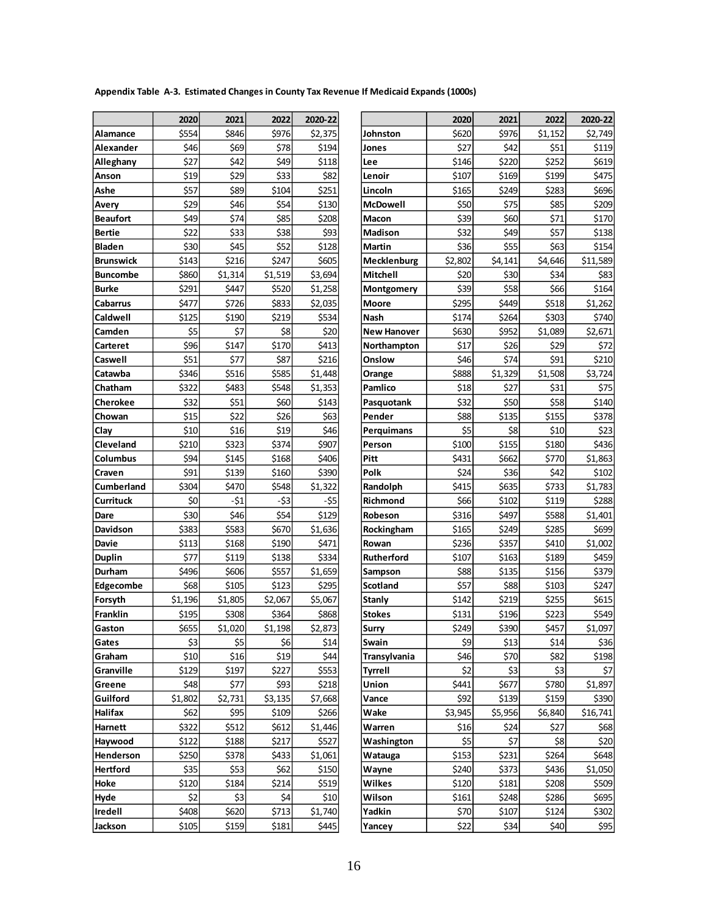**Appendix Table A-3. Estimated Changes in County Tax Revenue If Medicaid Expands (1000s)**

| | 2020 | 2021 | 2022 | 2020-22 |
|---|---|---|---|---|
| Alamance | $554 | $846 | $976 | $2,375 |
| Alexander | $46 | $69 | $78 | $194 |
| Alleghany | $27 | $42 | $49 | $118 |
| Anson | $19 | $29 | $33 | $82 |
| Ashe | $57 | $89 | $104 | $251 |
| Avery | $29 | $46 | $54 | $130 |
| Beaufort | $49 | $74 | $85 | $208 |
| Bertie | $22 | $33 | $38 | $93 |
| Bladen | $30 | $45 | $52 | $128 |
| Brunswick | $143 | $216 | $247 | $605 |
| Buncombe | $860 | $1,314 | $1,519 | $3,694 |
| Burke | $291 | $447 | $520 | $1,258 |
| Cabarrus | $477 | $726 | $833 | $2,035 |
| Caldwell | $125 | $190 | $219 | $534 |
| Camden | $5 | $7 | $8 | $20 |
| Carteret | $96 | $147 | $170 | $413 |
| Caswell | $51 | $77 | $87 | $216 |
| Catawba | $346 | $516 | $585 | $1,448 |
| Chatham | $322 | $483 | $548 | $1,353 |
| Cherokee | $32 | $51 | $60 | $143 |
| Chowan | $15 | $22 | $26 | $63 |
| Clay | $10 | $16 | $19 | $46 |
| Cleveland | $210 | $323 | $374 | $907 |
| Columbus | $94 | $145 | $168 | $406 |
| Craven | $91 | $139 | $160 | $390 |
| Cumberland | $304 | $470 | $548 | $1,322 |
| Currituck | $0 | -$1 | -$3 | -$5 |
| Dare | $30 | $46 | $54 | $129 |
| Davidson | $383 | $583 | $670 | $1,636 |
| Davie | $113 | $168 | $190 | $471 |
| Duplin | $77 | $119 | $138 | $334 |
| Durham | $496 | $606 | $557 | $1,659 |
| Edgecombe | $68 | $105 | $123 | $295 |
| Forsyth | $1,196 | $1,805 | $2,067 | $5,067 |
| Franklin | $195 | $308 | $364 | $868 |
| Gaston | $655 | $1,020 | $1,198 | $2,873 |
| Gates | $3 | $5 | $6 | $14 |
| Graham | $10 | $16 | $19 | $44 |
| Granville | $129 | $197 | $227 | $553 |
| Greene | $48 | $77 | $93 | $218 |
| Guilford | $1,802 | $2,731 | $3,135 | $7,668 |
| Halifax | $62 | $95 | $109 | $266 |
| Harnett | $322 | $512 | $612 | $1,446 |
| Haywood | $122 | $188 | $217 | $527 |
| Henderson | $250 | $378 | $433 | $1,061 |
| Hertford | $35 | $53 | $62 | $150 |
| Hoke | $120 | $184 | $214 | $519 |
| Hyde | $2 | $3 | $4 | $10 |
| Iredell | $408 | $620 | $713 | $1,740 |
| Jackson | $105 | $159 | $181 | $445 |
| Johnston | $620 | $976 | $1,152 | $2,749 |
| Jones | $27 | $42 | $51 | $119 |
| Lee | $146 | $220 | $252 | $619 |
| Lenoir | $107 | $169 | $199 | $475 |
| Lincoln | $165 | $249 | $283 | $696 |
| McDowell | $50 | $75 | $85 | $209 |
| Macon | $39 | $60 | $71 | $170 |
| Madison | $32 | $49 | $57 | $138 |
| Martin | $36 | $55 | $63 | $154 |
| Mecklenburg | $2,802 | $4,141 | $4,646 | $11,589 |
| Mitchell | $20 | $30 | $34 | $83 |
| Montgomery | $39 | $58 | $66 | $164 |
| Moore | $295 | $449 | $518 | $1,262 |
| Nash | $174 | $264 | $303 | $740 |
| New Hanover | $630 | $952 | $1,089 | $2,671 |
| Northampton | $17 | $26 | $29 | $72 |
| Onslow | $46 | $74 | $91 | $210 |
| Orange | $888 | $1,329 | $1,508 | $3,724 |
| Pamlico | $18 | $27 | $31 | $75 |
| Pasquotank | $32 | $50 | $58 | $140 |
| Pender | $88 | $135 | $155 | $378 |
| Perquimans | $5 | $8 | $10 | $23 |
| Person | $100 | $155 | $180 | $436 |
| Pitt | $431 | $662 | $770 | $1,863 |
| Polk | $24 | $36 | $42 | $102 |
| Randolph | $415 | $635 | $733 | $1,783 |
| Richmond | $66 | $102 | $119 | $288 |
| Robeson | $316 | $497 | $588 | $1,401 |
| Rockingham | $165 | $249 | $285 | $699 |
| Rowan | $236 | $357 | $410 | $1,002 |
| Rutherford | $107 | $163 | $189 | $459 |
| Sampson | $88 | $135 | $156 | $379 |
| Scotland | $57 | $88 | $103 | $247 |
| Stanly | $142 | $219 | $255 | $615 |
| Stokes | $131 | $196 | $223 | $549 |
| Surry | $249 | $390 | $457 | $1,097 |
| Swain | $9 | $13 | $14 | $36 |
| Transylvania | $46 | $70 | $82 | $198 |
| Tyrrell | $2 | $3 | $3 | $7 |
| Union | $441 | $677 | $780 | $1,897 |
| Vance | $92 | $139 | $159 | $390 |
| Wake | $3,945 | $5,956 | $6,840 | $16,741 |
| Warren | $16 | $24 | $27 | $68 |
| Washington | $5 | $7 | $8 | $20 |
| Watauga | $153 | $231 | $264 | $648 |
| Wayne | $240 | $373 | $436 | $1,050 |
| Wilkes | $120 | $181 | $208 | $509 |
| Wilson | $161 | $248 | $286 | $695 |
| Yadkin | $70 | $107 | $124 | $302 |
| Yancey | $22 | $34 | $40 | $95 |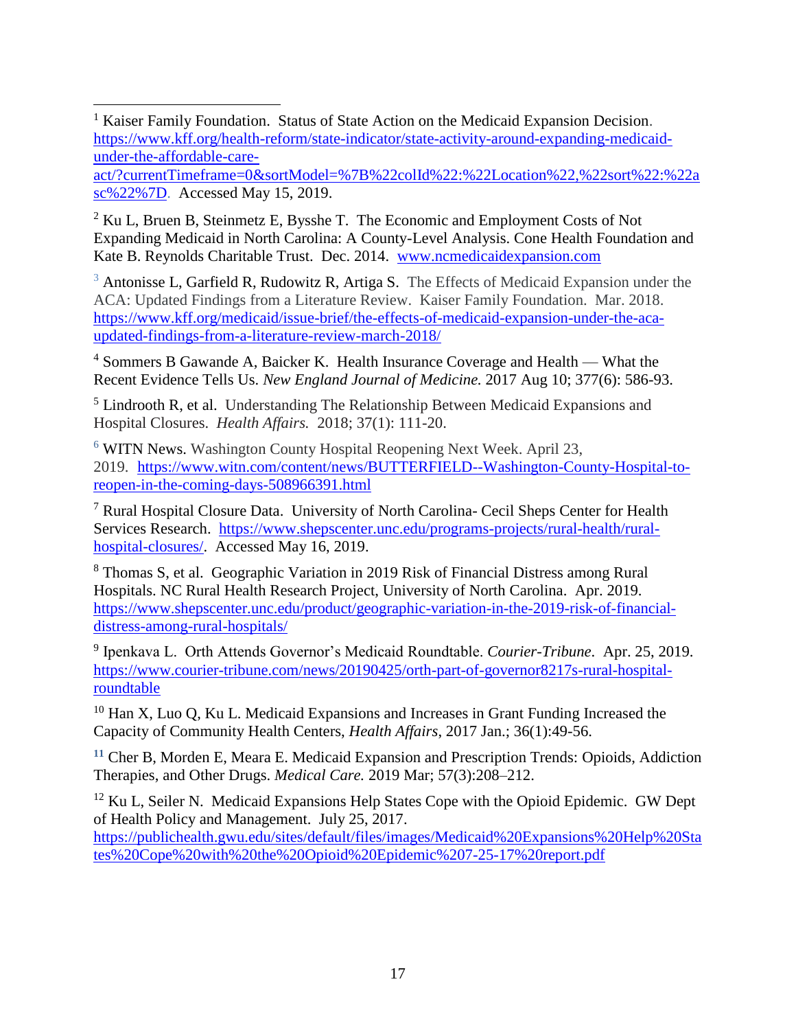[1] Kaiser Family Foundation. Status of State Action on the Medicaid Expansion Decision. https://www.kff.org/health-reform/state-indicator/state-activity-around-expanding-medicaid-under-the-affordable-care-act/?currentTimeframe=0&sortModel=%7B%22colId%22:%22Location%22,%22sort%22:%22asc%22%7D. Accessed May 15, 2019.

[2] Ku L, Bruen B, Steinmetz E, Bysshe T. The Economic and Employment Costs of Not Expanding Medicaid in North Carolina: A County-Level Analysis. Cone Health Foundation and Kate B. Reynolds Charitable Trust. Dec. 2014. www.ncmedicaidexpansion.com

[3] Antonisse L, Garfield R, Rudowitz R, Artiga S. The Effects of Medicaid Expansion under the ACA: Updated Findings from a Literature Review. Kaiser Family Foundation. Mar. 2018. https://www.kff.org/medicaid/issue-brief/the-effects-of-medicaid-expansion-under-the-aca-updated-findings-from-a-literature-review-march-2018/

[4] Sommers B Gawande A, Baicker K. Health Insurance Coverage and Health — What the Recent Evidence Tells Us. *New England Journal of Medicine.* 2017 Aug 10; 377(6): 586-93.

[5] Lindrooth R, et al. Understanding The Relationship Between Medicaid Expansions and Hospital Closures. *Health Affairs.* 2018; 37(1): 111-20.

[6] WITN News. Washington County Hospital Reopening Next Week. April 23, 2019. https://www.witn.com/content/news/BUTTERFIELD--Washington-County-Hospital-to-reopen-in-the-coming-days-508966391.html

[7] Rural Hospital Closure Data. University of North Carolina- Cecil Sheps Center for Health Services Research. https://www.shepscenter.unc.edu/programs-projects/rural-health/rural-hospital-closures/. Accessed May 16, 2019.

[8] Thomas S, et al. Geographic Variation in 2019 Risk of Financial Distress among Rural Hospitals. NC Rural Health Research Project, University of North Carolina. Apr. 2019. https://www.shepscenter.unc.edu/product/geographic-variation-in-the-2019-risk-of-financial-distress-among-rural-hospitals/

[9] Ipenkava L. Orth Attends Governor's Medicaid Roundtable. *Courier-Tribune*. Apr. 25, 2019. https://www.courier-tribune.com/news/20190425/orth-part-of-governor8217s-rural-hospital-roundtable

[10] Han X, Luo Q, Ku L. Medicaid Expansions and Increases in Grant Funding Increased the Capacity of Community Health Centers, *Health Affairs*, 2017 Jan.; 36(1):49-56.

[11] Cher B, Morden E, Meara E. Medicaid Expansion and Prescription Trends: Opioids, Addiction Therapies, and Other Drugs. *Medical Care.* 2019 Mar; 57(3):208–212.

[12] Ku L, Seiler N. Medicaid Expansions Help States Cope with the Opioid Epidemic. GW Dept of Health Policy and Management. July 25, 2017. https://publichealth.gwu.edu/sites/default/files/images/Medicaid%20Expansions%20Help%20States%20Cope%20with%20the%20Opioid%20Epidemic%207-25-17%20report.pdf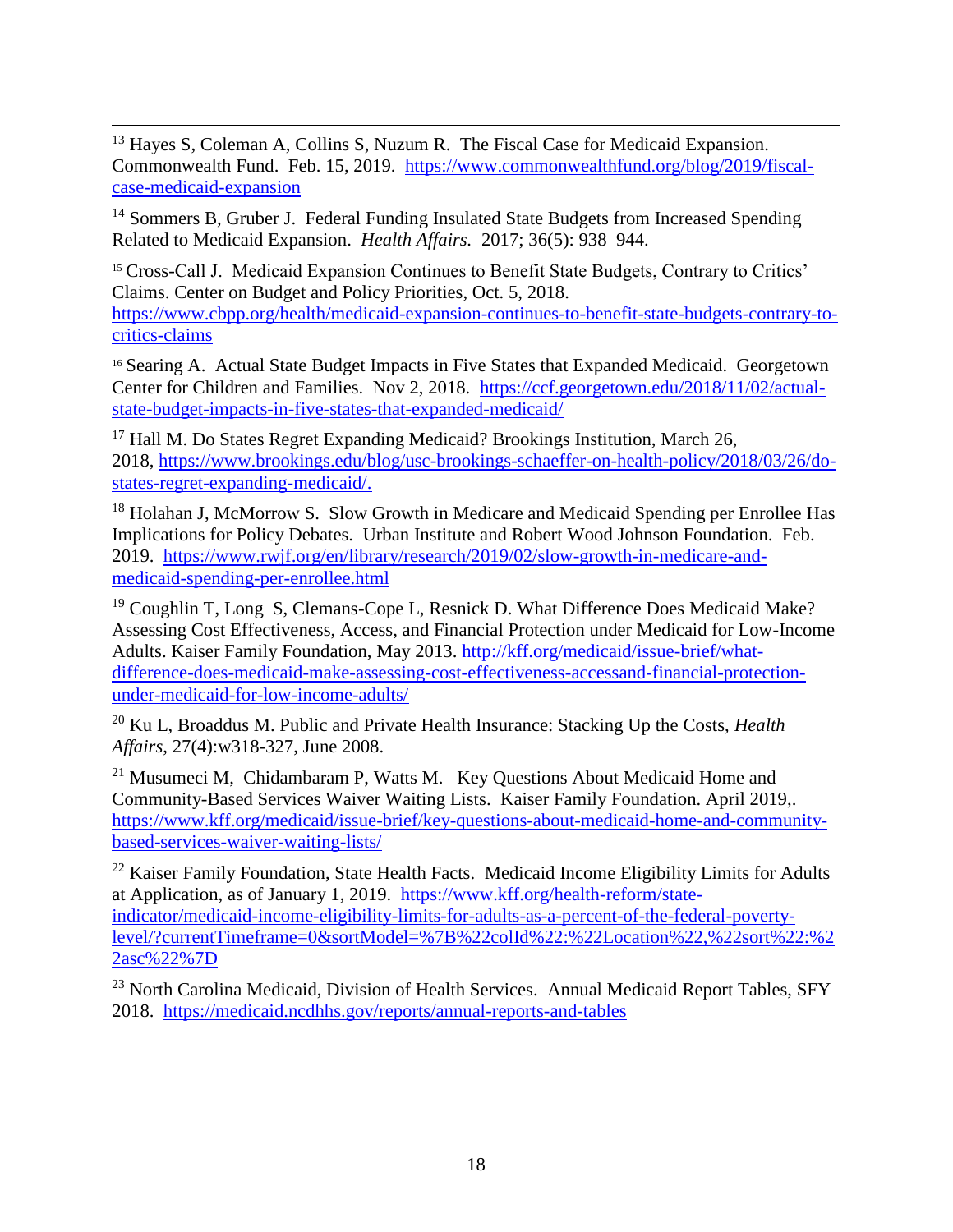[13] Hayes S, Coleman A, Collins S, Nuzum R. The Fiscal Case for Medicaid Expansion. Commonwealth Fund. Feb. 15, 2019. https://www.commonwealthfund.org/blog/2019/fiscal-case-medicaid-expansion

[14] Sommers B, Gruber J. Federal Funding Insulated State Budgets from Increased Spending Related to Medicaid Expansion. *Health Affairs.* 2017; 36(5): 938–944.

[15] Cross-Call J. Medicaid Expansion Continues to Benefit State Budgets, Contrary to Critics' Claims. Center on Budget and Policy Priorities, Oct. 5, 2018. https://www.cbpp.org/health/medicaid-expansion-continues-to-benefit-state-budgets-contrary-to-critics-claims

[16] Searing A. Actual State Budget Impacts in Five States that Expanded Medicaid. Georgetown Center for Children and Families. Nov 2, 2018. https://ccf.georgetown.edu/2018/11/02/actual-state-budget-impacts-in-five-states-that-expanded-medicaid/

[17] Hall M. Do States Regret Expanding Medicaid? Brookings Institution, March 26, 2018, https://www.brookings.edu/blog/usc-brookings-schaeffer-on-health-policy/2018/03/26/do-states-regret-expanding-medicaid/.

[18] Holahan J, McMorrow S. Slow Growth in Medicare and Medicaid Spending per Enrollee Has Implications for Policy Debates. Urban Institute and Robert Wood Johnson Foundation. Feb. 2019. https://www.rwjf.org/en/library/research/2019/02/slow-growth-in-medicare-and-medicaid-spending-per-enrollee.html

[19] Coughlin T, Long S, Clemans-Cope L, Resnick D. What Difference Does Medicaid Make? Assessing Cost Effectiveness, Access, and Financial Protection under Medicaid for Low-Income Adults. Kaiser Family Foundation, May 2013. http://kff.org/medicaid/issue-brief/what-difference-does-medicaid-make-assessing-cost-effectiveness-accessand-financial-protection-under-medicaid-for-low-income-adults/

[20] Ku L, Broaddus M. Public and Private Health Insurance: Stacking Up the Costs, *Health Affairs*, 27(4):w318-327, June 2008.

[21] Musumeci M, Chidambaram P, Watts M. Key Questions About Medicaid Home and Community-Based Services Waiver Waiting Lists. Kaiser Family Foundation. April 2019,. https://www.kff.org/medicaid/issue-brief/key-questions-about-medicaid-home-and-community-based-services-waiver-waiting-lists/

[22] Kaiser Family Foundation, State Health Facts. Medicaid Income Eligibility Limits for Adults at Application, as of January 1, 2019. https://www.kff.org/health-reform/state-indicator/medicaid-income-eligibility-limits-for-adults-as-a-percent-of-the-federal-poverty-level/?currentTimeframe=0&sortModel=%7B%22colId%22:%22Location%22,%22sort%22:%22asc%22%7D

[23] North Carolina Medicaid, Division of Health Services. Annual Medicaid Report Tables, SFY 2018. https://medicaid.ncdhhs.gov/reports/annual-reports-and-tables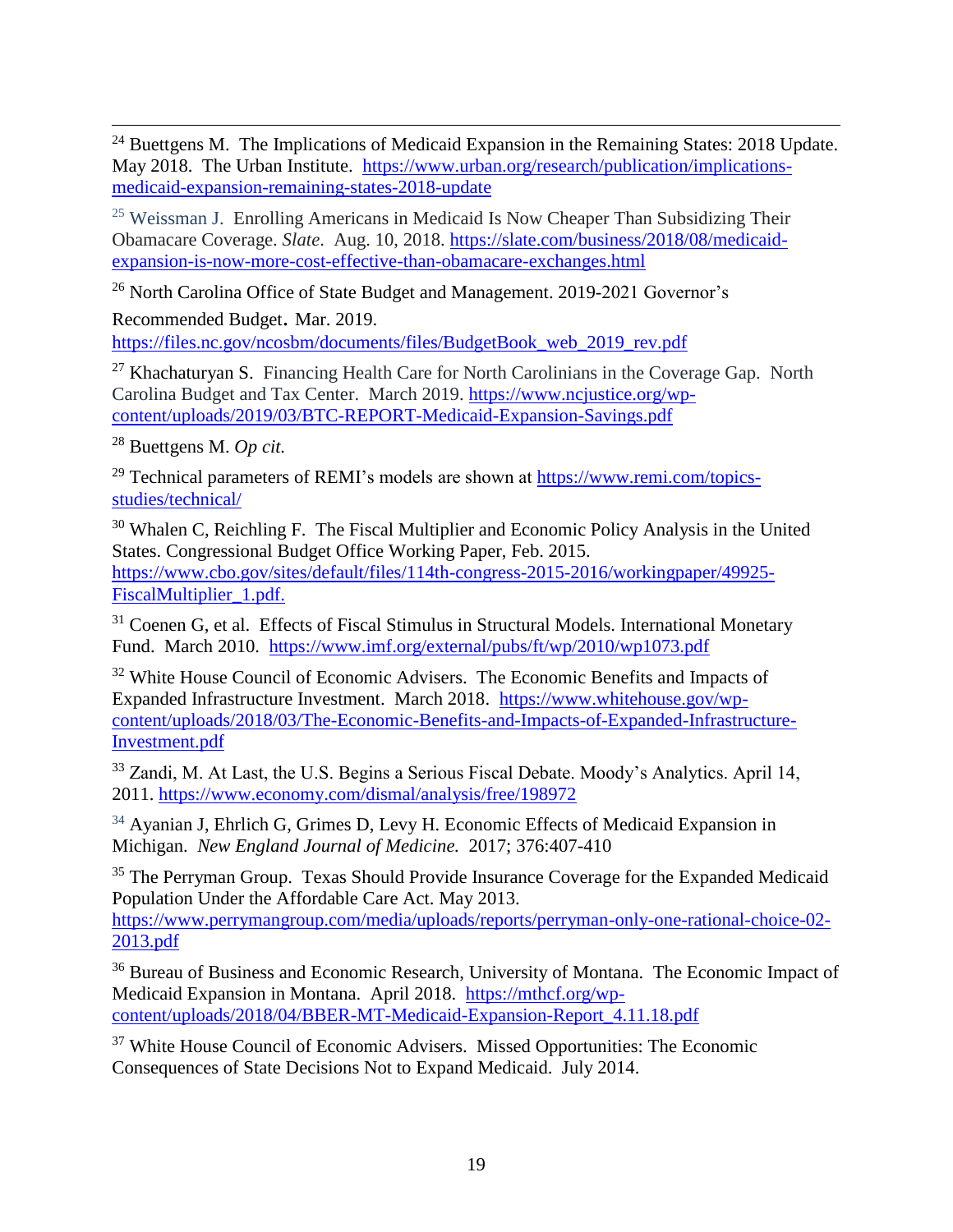[24] Buettgens M. The Implications of Medicaid Expansion in the Remaining States: 2018 Update. May 2018. The Urban Institute. https://www.urban.org/research/publication/implications-medicaid-expansion-remaining-states-2018-update

[25] Weissman J. Enrolling Americans in Medicaid Is Now Cheaper Than Subsidizing Their Obamacare Coverage. *Slate*. Aug. 10, 2018. https://slate.com/business/2018/08/medicaid-expansion-is-now-more-cost-effective-than-obamacare-exchanges.html

[26] North Carolina Office of State Budget and Management. 2019-2021 Governor's Recommended Budget. Mar. 2019. https://files.nc.gov/ncosbm/documents/files/BudgetBook_web_2019_rev.pdf

[27] Khachaturyan S. Financing Health Care for North Carolinians in the Coverage Gap. North Carolina Budget and Tax Center. March 2019. https://www.ncjustice.org/wp-content/uploads/2019/03/BTC-REPORT-Medicaid-Expansion-Savings.pdf

[28] Buettgens M. *Op cit.*

[29] Technical parameters of REMI's models are shown at https://www.remi.com/topics-studies/technical/

[30] Whalen C, Reichling F. The Fiscal Multiplier and Economic Policy Analysis in the United States. Congressional Budget Office Working Paper, Feb. 2015. https://www.cbo.gov/sites/default/files/114th-congress-2015-2016/workingpaper/49925-FiscalMultiplier_1.pdf.

[31] Coenen G, et al. Effects of Fiscal Stimulus in Structural Models. International Monetary Fund. March 2010. https://www.imf.org/external/pubs/ft/wp/2010/wp1073.pdf

[32] White House Council of Economic Advisers. The Economic Benefits and Impacts of Expanded Infrastructure Investment. March 2018. https://www.whitehouse.gov/wp-content/uploads/2018/03/The-Economic-Benefits-and-Impacts-of-Expanded-Infrastructure-Investment.pdf

[33] Zandi, M. At Last, the U.S. Begins a Serious Fiscal Debate. Moody's Analytics. April 14, 2011. https://www.economy.com/dismal/analysis/free/198972

[34] Ayanian J, Ehrlich G, Grimes D, Levy H. Economic Effects of Medicaid Expansion in Michigan. *New England Journal of Medicine.* 2017; 376:407-410

[35] The Perryman Group. Texas Should Provide Insurance Coverage for the Expanded Medicaid Population Under the Affordable Care Act. May 2013. https://www.perrymangroup.com/media/uploads/reports/perryman-only-one-rational-choice-02-2013.pdf

[36] Bureau of Business and Economic Research, University of Montana. The Economic Impact of Medicaid Expansion in Montana. April 2018. https://mthcf.org/wp-content/uploads/2018/04/BBER-MT-Medicaid-Expansion-Report_4.11.18.pdf

[37] White House Council of Economic Advisers. Missed Opportunities: The Economic Consequences of State Decisions Not to Expand Medicaid. July 2014.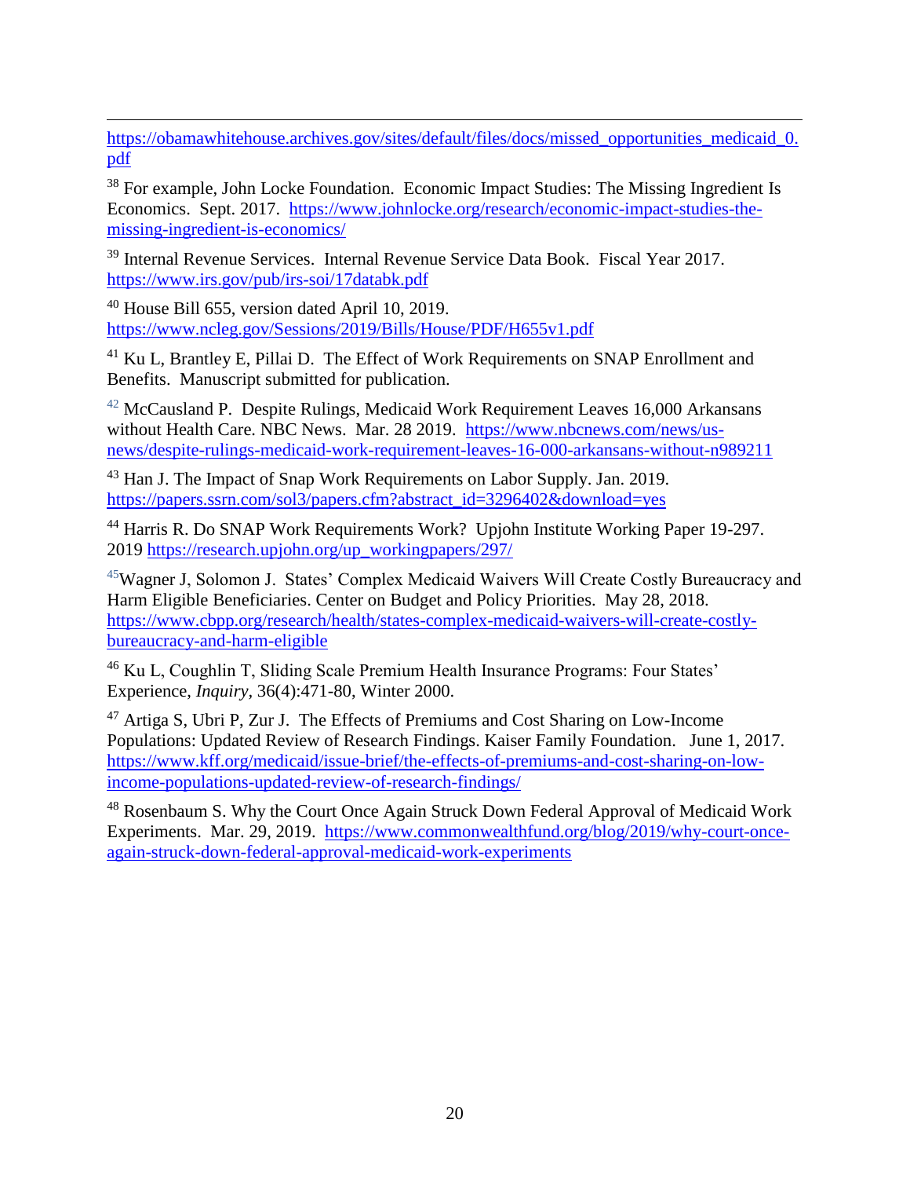https://obamawhitehouse.archives.gov/sites/default/files/docs/missed_opportunities_medicaid_0.pdf

[38] For example, John Locke Foundation. Economic Impact Studies: The Missing Ingredient Is Economics. Sept. 2017. https://www.johnlocke.org/research/economic-impact-studies-the-missing-ingredient-is-economics/

[39] Internal Revenue Services. Internal Revenue Service Data Book. Fiscal Year 2017. https://www.irs.gov/pub/irs-soi/17databk.pdf

[40] House Bill 655, version dated April 10, 2019. https://www.ncleg.gov/Sessions/2019/Bills/House/PDF/H655v1.pdf

[41] Ku L, Brantley E, Pillai D. The Effect of Work Requirements on SNAP Enrollment and Benefits. Manuscript submitted for publication.

[42] McCausland P. Despite Rulings, Medicaid Work Requirement Leaves 16,000 Arkansans without Health Care. NBC News. Mar. 28 2019. https://www.nbcnews.com/news/us-news/despite-rulings-medicaid-work-requirement-leaves-16-000-arkansans-without-n989211

[43] Han J. The Impact of Snap Work Requirements on Labor Supply. Jan. 2019. https://papers.ssrn.com/sol3/papers.cfm?abstract_id=3296402&download=yes

[44] Harris R. Do SNAP Work Requirements Work? Upjohn Institute Working Paper 19-297. 2019 https://research.upjohn.org/up_workingpapers/297/

[45] Wagner J, Solomon J. States' Complex Medicaid Waivers Will Create Costly Bureaucracy and Harm Eligible Beneficiaries. Center on Budget and Policy Priorities. May 28, 2018. https://www.cbpp.org/research/health/states-complex-medicaid-waivers-will-create-costly-bureaucracy-and-harm-eligible

[46] Ku L, Coughlin T, Sliding Scale Premium Health Insurance Programs: Four States' Experience, *Inquiry*, 36(4):471-80, Winter 2000.

[47] Artiga S, Ubri P, Zur J. The Effects of Premiums and Cost Sharing on Low-Income Populations: Updated Review of Research Findings. Kaiser Family Foundation. June 1, 2017. https://www.kff.org/medicaid/issue-brief/the-effects-of-premiums-and-cost-sharing-on-low-income-populations-updated-review-of-research-findings/

[48] Rosenbaum S. Why the Court Once Again Struck Down Federal Approval of Medicaid Work Experiments. Mar. 29, 2019. https://www.commonwealthfund.org/blog/2019/why-court-once-again-struck-down-federal-approval-medicaid-work-experiments